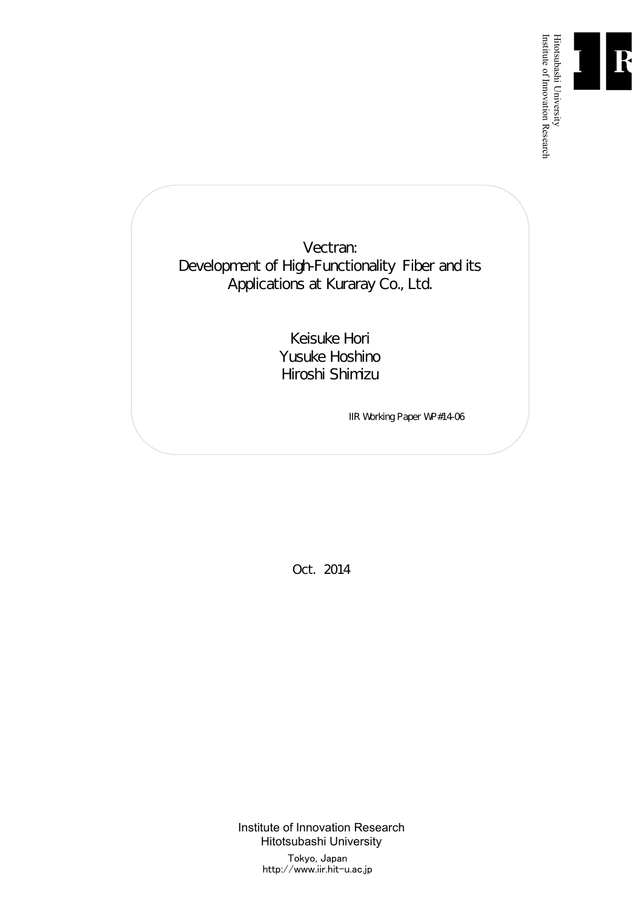Hitotsubashi University
Institute of Innovation Research

# Vectran: Development of High-Functionality Fiber and its Applications at Kuraray Co., Ltd.

Keisuke Hori
Yusuke Hoshino
Hiroshi Shimizu

IIR Working Paper WP#14-06

Oct. 2014

Institute of Innovation Research
Hitotsubashi University
Tokyo, Japan
http://www.iir.hit-u.ac.jp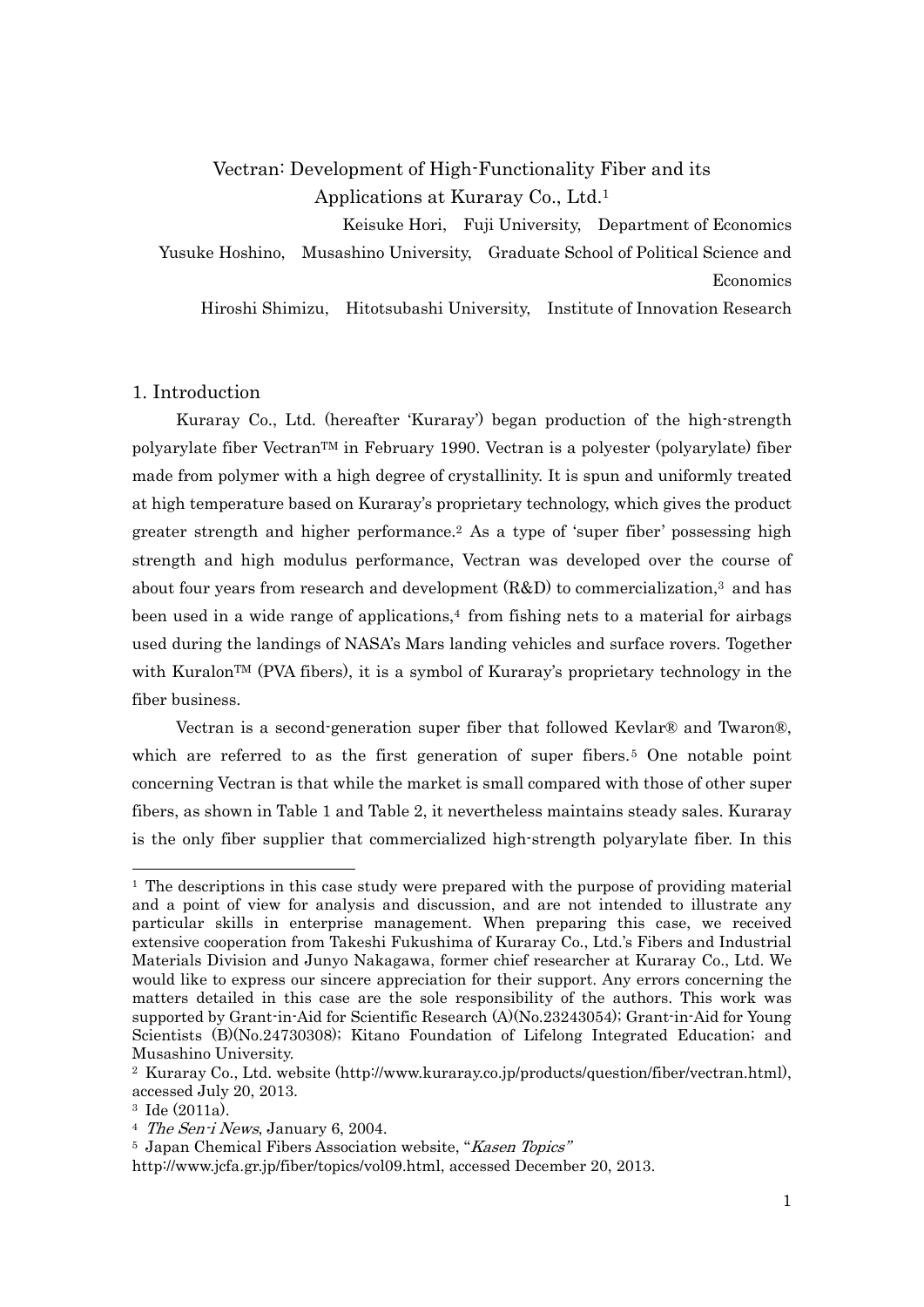# Vectran: Development of High-Functionality Fiber and its Applications at Kuraray Co., Ltd.[1]

Keisuke Hori, Fuji University, Department of Economics

Yusuke Hoshino, Musashino University, Graduate School of Political Science and Economics

Hiroshi Shimizu, Hitotsubashi University, Institute of Innovation Research

## 1. Introduction

Kuraray Co., Ltd. (hereafter 'Kuraray') began production of the high-strength polyarylate fiber Vectran™ in February 1990. Vectran is a polyester (polyarylate) fiber made from polymer with a high degree of crystallinity. It is spun and uniformly treated at high temperature based on Kuraray's proprietary technology, which gives the product greater strength and higher performance.[2] As a type of 'super fiber' possessing high strength and high modulus performance, Vectran was developed over the course of about four years from research and development (R&D) to commercialization,[3] and has been used in a wide range of applications,[4] from fishing nets to a material for airbags used during the landings of NASA's Mars landing vehicles and surface rovers. Together with Kuralon™ (PVA fibers), it is a symbol of Kuraray's proprietary technology in the fiber business.

Vectran is a second-generation super fiber that followed Kevlar® and Twaron®, which are referred to as the first generation of super fibers.[5] One notable point concerning Vectran is that while the market is small compared with those of other super fibers, as shown in Table 1 and Table 2, it nevertheless maintains steady sales. Kuraray is the only fiber supplier that commercialized high-strength polyarylate fiber. In this

---

[1] The descriptions in this case study were prepared with the purpose of providing material and a point of view for analysis and discussion, and are not intended to illustrate any particular skills in enterprise management. When preparing this case, we received extensive cooperation from Takeshi Fukushima of Kuraray Co., Ltd.'s Fibers and Industrial Materials Division and Junyo Nakagawa, former chief researcher at Kuraray Co., Ltd. We would like to express our sincere appreciation for their support. Any errors concerning the matters detailed in this case are the sole responsibility of the authors. This work was supported by Grant-in-Aid for Scientific Research (A)(No.23243054); Grant-in-Aid for Young Scientists (B)(No.24730308); Kitano Foundation of Lifelong Integrated Education; and Musashino University.

[2] Kuraray Co., Ltd. website (http://www.kuraray.co.jp/products/question/fiber/vectran.html), accessed July 20, 2013.

[3] Ide (2011a).

[4] *The Sen-i News*, January 6, 2004.

[5] Japan Chemical Fibers Association website, "*Kasen Topics*" http://www.jcfa.gr.jp/fiber/topics/vol09.html, accessed December 20, 2013.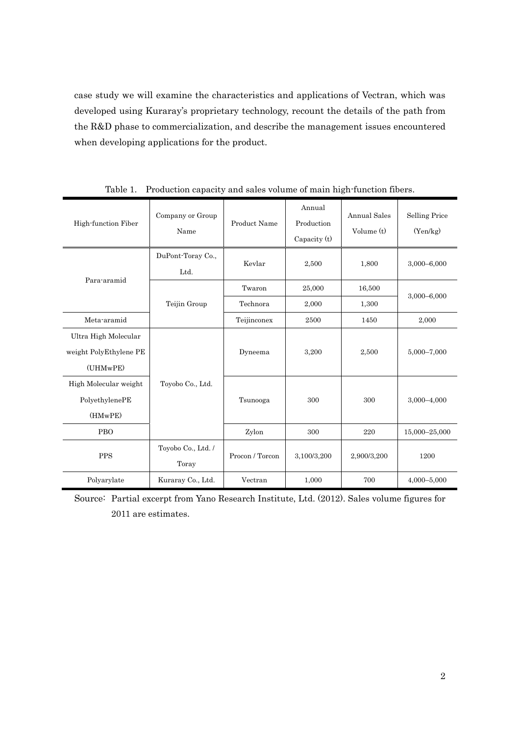case study we will examine the characteristics and applications of Vectran, which was developed using Kuraray's proprietary technology, recount the details of the path from the R&D phase to commercialization, and describe the management issues encountered when developing applications for the product.

Table 1. Production capacity and sales volume of main high-function fibers.

| High-function Fiber | Company or Group Name | Product Name | Annual Production Capacity (t) | Annual Sales Volume (t) | Selling Price (Yen/kg) |
|---|---|---|---|---|---|
| Para-aramid | DuPont-Toray Co., Ltd. | Kevlar | 2,500 | 1,800 | 3,000–6,000 |
| | Teijin Group | Twaron | 25,000 | 16,500 | 3,000–6,000 |
| | | Technora | 2,000 | 1,300 | |
| Meta-aramid | | Teijinconex | 2500 | 1450 | 2,000 |
| Ultra High Molecular weight PolyEthylene PE (UHMwPE) | Toyobo Co., Ltd. | Dyneema | 3,200 | 2,500 | 5,000–7,000 |
| High Molecular weight PolyethylenePE (HMwPE) | | Tsunooga | 300 | 300 | 3,000–4,000 |
| PBO | | Zylon | 300 | 220 | 15,000–25,000 |
| PPS | Toyobo Co., Ltd. / Toray | Procon / Torcon | 3,100/3,200 | 2,900/3,200 | 1200 |
| Polyarylate | Kuraray Co., Ltd. | Vectran | 1,000 | 700 | 4,000–5,000 |

Source: Partial excerpt from Yano Research Institute, Ltd. (2012). Sales volume figures for 2011 are estimates.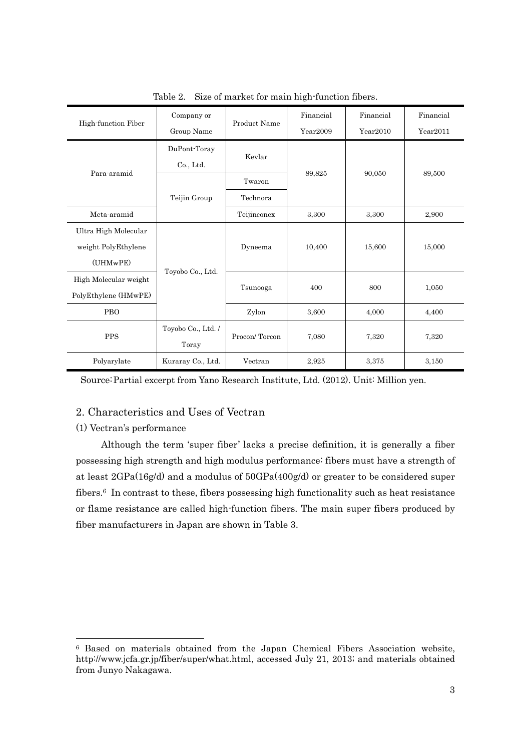Table 2. Size of market for main high-function fibers.

| High-function Fiber | Company or Group Name | Product Name | Financial Year2009 | Financial Year2010 | Financial Year2011 |
|---|---|---|---|---|---|
| Para-aramid | DuPont-Toray Co., Ltd. | Kevlar | 89,825 | 90,050 | 89,500 |
| | Teijin Group | Twaron | | | |
| | | Technora | | | |
| Meta-aramid | | Teijinconex | 3,300 | 3,300 | 2,900 |
| Ultra High Molecular weight PolyEthylene (UHMwPE) | Toyobo Co., Ltd. | Dyneema | 10,400 | 15,600 | 15,000 |
| High Molecular weight PolyEthylene (HMwPE) | | Tsunooga | 400 | 800 | 1,050 |
| PBO | | Zylon | 3,600 | 4,000 | 4,400 |
| PPS | Toyobo Co., Ltd. / Toray | Procon/ Torcon | 7,080 | 7,320 | 7,320 |
| Polyarylate | Kuraray Co., Ltd. | Vectran | 2,925 | 3,375 | 3,150 |

Source: Partial excerpt from Yano Research Institute, Ltd. (2012). Unit: Million yen.

## 2. Characteristics and Uses of Vectran

### (1) Vectran's performance

Although the term 'super fiber' lacks a precise definition, it is generally a fiber possessing high strength and high modulus performance: fibers must have a strength of at least 2GPa(16g/d) and a modulus of 50GPa(400g/d) or greater to be considered super fibers.[6] In contrast to these, fibers possessing high functionality such as heat resistance or flame resistance are called high-function fibers. The main super fibers produced by fiber manufacturers in Japan are shown in Table 3.

---

[6] Based on materials obtained from the Japan Chemical Fibers Association website, http://www.jcfa.gr.jp/fiber/super/what.html, accessed July 21, 2013; and materials obtained from Junyo Nakagawa.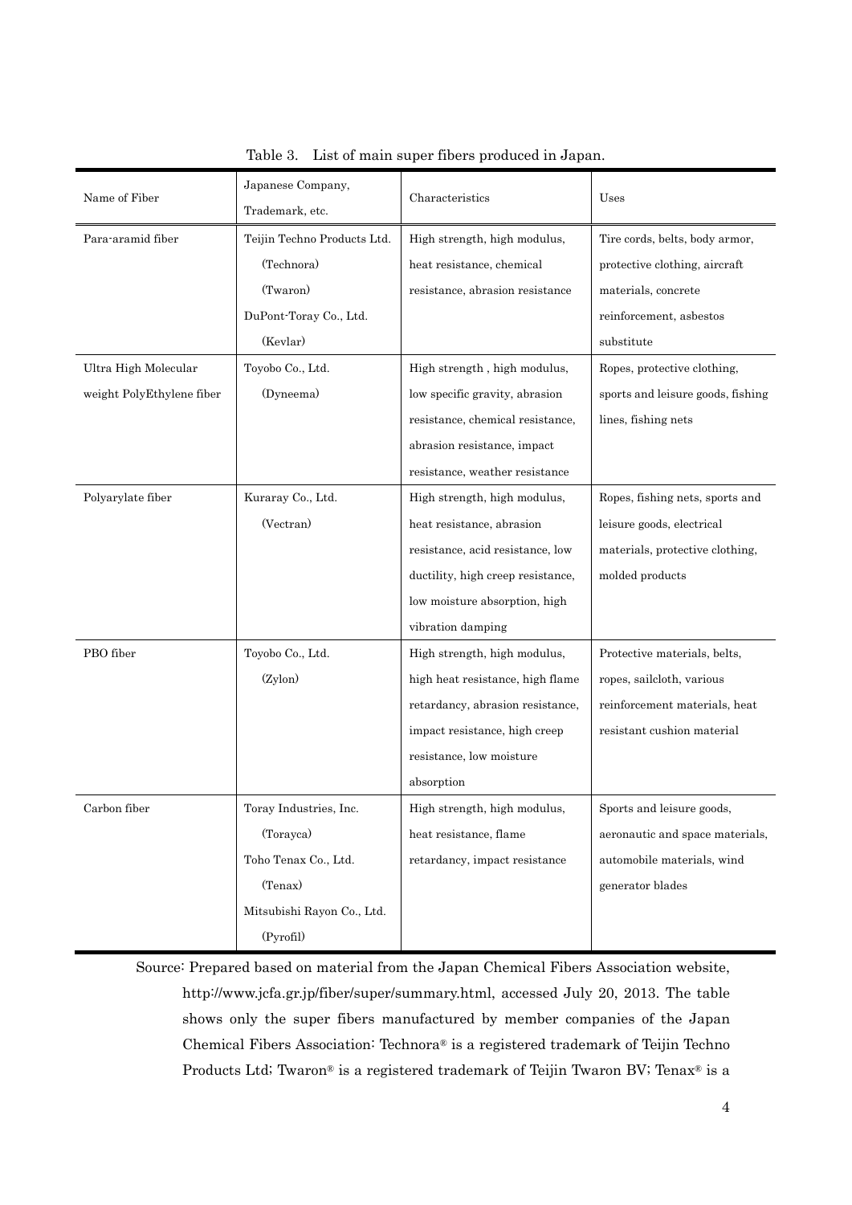Table 3. List of main super fibers produced in Japan.

| Name of Fiber | Japanese Company, Trademark, etc. | Characteristics | Uses |
|---|---|---|---|
| Para-aramid fiber | Teijin Techno Products Ltd. (Technora) (Twaron) DuPont-Toray Co., Ltd. (Kevlar) | High strength, high modulus, heat resistance, chemical resistance, abrasion resistance | Tire cords, belts, body armor, protective clothing, aircraft materials, concrete reinforcement, asbestos substitute |
| Ultra High Molecular weight PolyEthylene fiber | Toyobo Co., Ltd. (Dyneema) | High strength , high modulus, low specific gravity, abrasion resistance, chemical resistance, abrasion resistance, impact resistance, weather resistance | Ropes, protective clothing, sports and leisure goods, fishing lines, fishing nets |
| Polyarylate fiber | Kuraray Co., Ltd. (Vectran) | High strength, high modulus, heat resistance, abrasion resistance, acid resistance, low ductility, high creep resistance, low moisture absorption, high vibration damping | Ropes, fishing nets, sports and leisure goods, electrical materials, protective clothing, molded products |
| PBO fiber | Toyobo Co., Ltd. (Zylon) | High strength, high modulus, high heat resistance, high flame retardancy, abrasion resistance, impact resistance, high creep resistance, low moisture absorption | Protective materials, belts, ropes, sailcloth, various reinforcement materials, heat resistant cushion material |
| Carbon fiber | Toray Industries, Inc. (Torayca) Toho Tenax Co., Ltd. (Tenax) Mitsubishi Rayon Co., Ltd. (Pyrofil) | High strength, high modulus, heat resistance, flame retardancy, impact resistance | Sports and leisure goods, aeronautic and space materials, automobile materials, wind generator blades |

Source: Prepared based on material from the Japan Chemical Fibers Association website, http://www.jcfa.gr.jp/fiber/super/summary.html, accessed July 20, 2013. The table shows only the super fibers manufactured by member companies of the Japan Chemical Fibers Association: Technora® is a registered trademark of Teijin Techno Products Ltd; Twaron® is a registered trademark of Teijin Twaron BV; Tenax® is a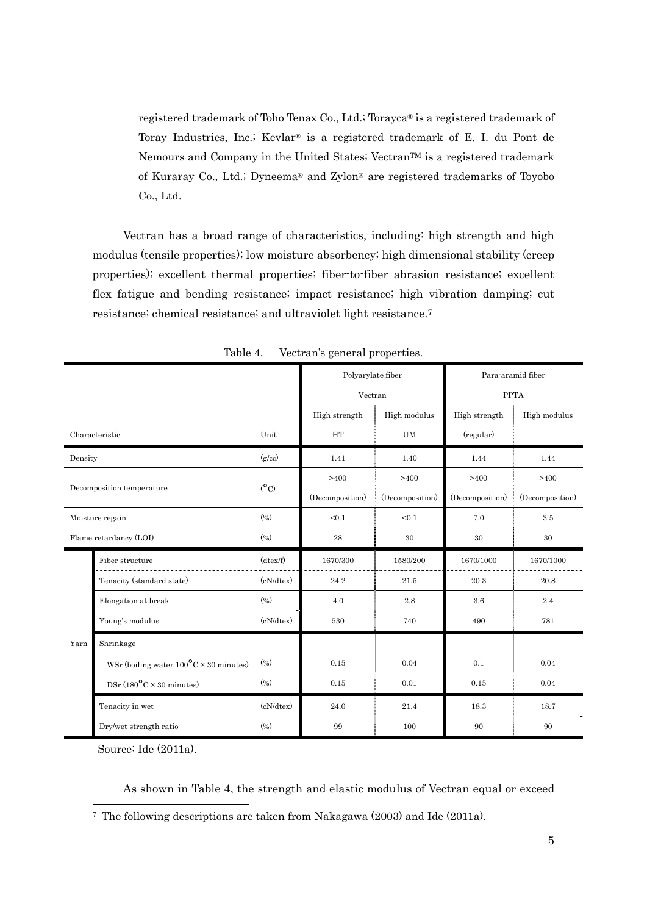registered trademark of Toho Tenax Co., Ltd.; Torayca® is a registered trademark of Toray Industries, Inc.; Kevlar® is a registered trademark of E. I. du Pont de Nemours and Company in the United States; Vectran™ is a registered trademark of Kuraray Co., Ltd.; Dyneema® and Zylon® are registered trademarks of Toyobo Co., Ltd.

Vectran has a broad range of characteristics, including: high strength and high modulus (tensile properties); low moisture absorbency; high dimensional stability (creep properties); excellent thermal properties; fiber-to-fiber abrasion resistance; excellent flex fatigue and bending resistance; impact resistance; high vibration damping; cut resistance; chemical resistance; and ultraviolet light resistance.[7]

Table 4. Vectran's general properties.

| | | | Polyarylate fiber | | Para-aramid fiber | |
|---|---|---|---|---|---|---|
| | | | Vectran | | PPTA | |
| | | | High strength | High modulus | High strength | High modulus |
| Characteristic | | Unit | HT | UM | (regular) | |
| Density | | (g/cc) | 1.41 | 1.40 | 1.44 | 1.44 |
| Decomposition temperature | | (°C) | >400 (Decomposition) | >400 (Decomposition) | >400 (Decomposition) | >400 (Decomposition) |
| Moisture regain | | (%) | <0.1 | <0.1 | 7.0 | 3.5 |
| Flame retardancy (LOI) | | (%) | 28 | 30 | 30 | 30 |
| Yarn | Fiber structure | (dtex/f) | 1670/300 | 1580/200 | 1670/1000 | 1670/1000 |
| | Tenacity (standard state) | (cN/dtex) | 24.2 | 21.5 | 20.3 | 20.8 |
| | Elongation at break | (%) | 4.0 | 2.8 | 3.6 | 2.4 |
| | Young's modulus | (cN/dtex) | 530 | 740 | 490 | 781 |
| | Shrinkage | | | | | |
| | WSr (boiling water 100°C × 30 minutes) | (%) | 0.15 | 0.04 | 0.1 | 0.04 |
| | DSr (180°C × 30 minutes) | (%) | 0.15 | 0.01 | 0.15 | 0.04 |
| | Tenacity in wet | (cN/dtex) | 24.0 | 21.4 | 18.3 | 18.7 |
| | Dry/wet strength ratio | (%) | 99 | 100 | 90 | 90 |

Source: Ide (2011a).

As shown in Table 4, the strength and elastic modulus of Vectran equal or exceed

[7] The following descriptions are taken from Nakagawa (2003) and Ide (2011a).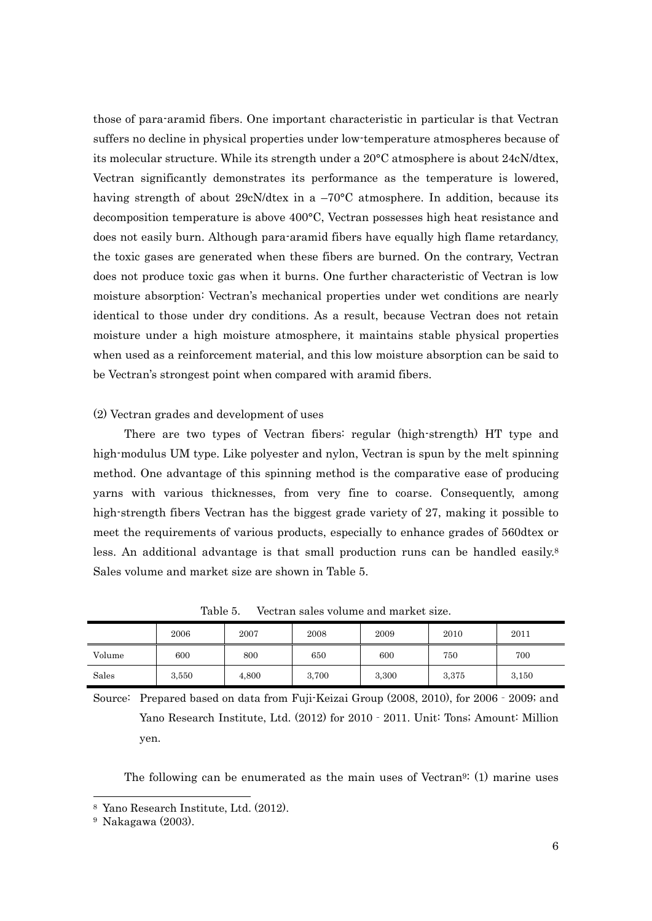those of para-aramid fibers. One important characteristic in particular is that Vectran suffers no decline in physical properties under low-temperature atmospheres because of its molecular structure. While its strength under a 20°C atmosphere is about 24cN/dtex, Vectran significantly demonstrates its performance as the temperature is lowered, having strength of about 29cN/dtex in a –70°C atmosphere. In addition, because its decomposition temperature is above 400°C, Vectran possesses high heat resistance and does not easily burn. Although para-aramid fibers have equally high flame retardancy, the toxic gases are generated when these fibers are burned. On the contrary, Vectran does not produce toxic gas when it burns. One further characteristic of Vectran is low moisture absorption: Vectran's mechanical properties under wet conditions are nearly identical to those under dry conditions. As a result, because Vectran does not retain moisture under a high moisture atmosphere, it maintains stable physical properties when used as a reinforcement material, and this low moisture absorption can be said to be Vectran's strongest point when compared with aramid fibers.

(2) Vectran grades and development of uses

There are two types of Vectran fibers: regular (high-strength) HT type and high-modulus UM type. Like polyester and nylon, Vectran is spun by the melt spinning method. One advantage of this spinning method is the comparative ease of producing yarns with various thicknesses, from very fine to coarse. Consequently, among high-strength fibers Vectran has the biggest grade variety of 27, making it possible to meet the requirements of various products, especially to enhance grades of 560dtex or less. An additional advantage is that small production runs can be handled easily.[8] Sales volume and market size are shown in Table 5.

Table 5. Vectran sales volume and market size.

| | 2006 | 2007 | 2008 | 2009 | 2010 | 2011 |
|---|---|---|---|---|---|---|
| Volume | 600 | 800 | 650 | 600 | 750 | 700 |
| Sales | 3,550 | 4,800 | 3,700 | 3,300 | 3,375 | 3,150 |

Source: Prepared based on data from Fuji-Keizai Group (2008, 2010), for 2006 - 2009; and Yano Research Institute, Ltd. (2012) for 2010 - 2011. Unit: Tons; Amount: Million yen.

The following can be enumerated as the main uses of Vectran[9]: (1) marine uses

---

[8] Yano Research Institute, Ltd. (2012).

[9] Nakagawa (2003).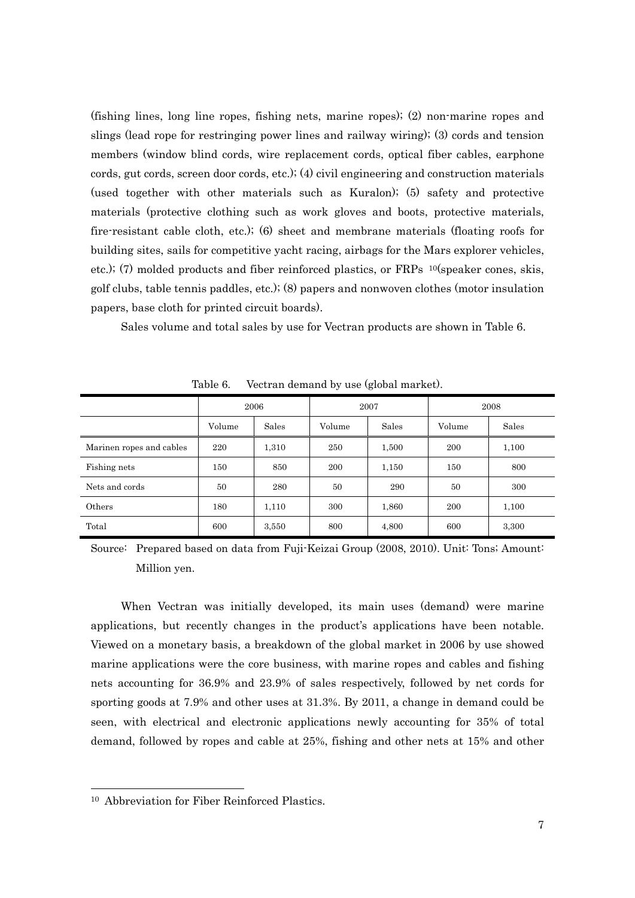(fishing lines, long line ropes, fishing nets, marine ropes); (2) non-marine ropes and slings (lead rope for restringing power lines and railway wiring); (3) cords and tension members (window blind cords, wire replacement cords, optical fiber cables, earphone cords, gut cords, screen door cords, etc.); (4) civil engineering and construction materials (used together with other materials such as Kuralon); (5) safety and protective materials (protective clothing such as work gloves and boots, protective materials, fire-resistant cable cloth, etc.); (6) sheet and membrane materials (floating roofs for building sites, sails for competitive yacht racing, airbags for the Mars explorer vehicles, etc.); (7) molded products and fiber reinforced plastics, or FRPs [10](speaker cones, skis, golf clubs, table tennis paddles, etc.); (8) papers and nonwoven clothes (motor insulation papers, base cloth for printed circuit boards).

Sales volume and total sales by use for Vectran products are shown in Table 6.

Table 6. Vectran demand by use (global market).

| | 2006 | | 2007 | | 2008 | |
|---|---|---|---|---|---|---|
| | Volume | Sales | Volume | Sales | Volume | Sales |
| Marinen ropes and cables | 220 | 1,310 | 250 | 1,500 | 200 | 1,100 |
| Fishing nets | 150 | 850 | 200 | 1,150 | 150 | 800 |
| Nets and cords | 50 | 280 | 50 | 290 | 50 | 300 |
| Others | 180 | 1,110 | 300 | 1,860 | 200 | 1,100 |
| Total | 600 | 3,550 | 800 | 4,800 | 600 | 3,300 |

Source: Prepared based on data from Fuji-Keizai Group (2008, 2010). Unit: Tons; Amount: Million yen.

When Vectran was initially developed, its main uses (demand) were marine applications, but recently changes in the product's applications have been notable. Viewed on a monetary basis, a breakdown of the global market in 2006 by use showed marine applications were the core business, with marine ropes and cables and fishing nets accounting for 36.9% and 23.9% of sales respectively, followed by net cords for sporting goods at 7.9% and other uses at 31.3%. By 2011, a change in demand could be seen, with electrical and electronic applications newly accounting for 35% of total demand, followed by ropes and cable at 25%, fishing and other nets at 15% and other

[10] Abbreviation for Fiber Reinforced Plastics.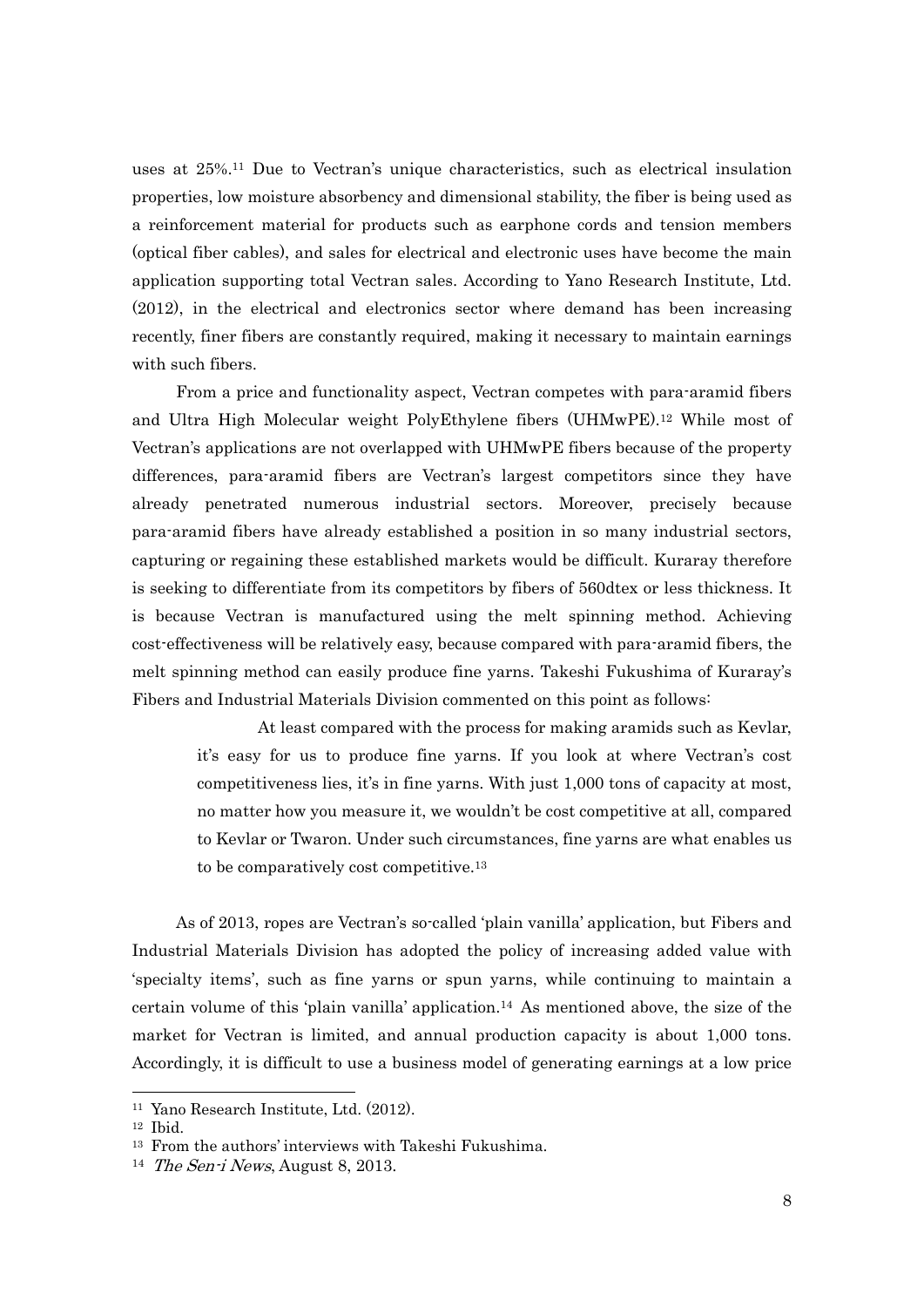uses at 25%.[11] Due to Vectran's unique characteristics, such as electrical insulation properties, low moisture absorbency and dimensional stability, the fiber is being used as a reinforcement material for products such as earphone cords and tension members (optical fiber cables), and sales for electrical and electronic uses have become the main application supporting total Vectran sales. According to Yano Research Institute, Ltd. (2012), in the electrical and electronics sector where demand has been increasing recently, finer fibers are constantly required, making it necessary to maintain earnings with such fibers.

From a price and functionality aspect, Vectran competes with para-aramid fibers and Ultra High Molecular weight PolyEthylene fibers (UHMwPE).[12] While most of Vectran's applications are not overlapped with UHMwPE fibers because of the property differences, para-aramid fibers are Vectran's largest competitors since they have already penetrated numerous industrial sectors. Moreover, precisely because para-aramid fibers have already established a position in so many industrial sectors, capturing or regaining these established markets would be difficult. Kuraray therefore is seeking to differentiate from its competitors by fibers of 560dtex or less thickness. It is because Vectran is manufactured using the melt spinning method. Achieving cost-effectiveness will be relatively easy, because compared with para-aramid fibers, the melt spinning method can easily produce fine yarns. Takeshi Fukushima of Kuraray's Fibers and Industrial Materials Division commented on this point as follows:

> At least compared with the process for making aramids such as Kevlar, it's easy for us to produce fine yarns. If you look at where Vectran's cost competitiveness lies, it's in fine yarns. With just 1,000 tons of capacity at most, no matter how you measure it, we wouldn't be cost competitive at all, compared to Kevlar or Twaron. Under such circumstances, fine yarns are what enables us to be comparatively cost competitive.[13]

As of 2013, ropes are Vectran's so-called 'plain vanilla' application, but Fibers and Industrial Materials Division has adopted the policy of increasing added value with 'specialty items', such as fine yarns or spun yarns, while continuing to maintain a certain volume of this 'plain vanilla' application.[14] As mentioned above, the size of the market for Vectran is limited, and annual production capacity is about 1,000 tons. Accordingly, it is difficult to use a business model of generating earnings at a low price

---

[11] Yano Research Institute, Ltd. (2012).

[12] Ibid.

[13] From the authors' interviews with Takeshi Fukushima.

[14] *The Sen-i News*, August 8, 2013.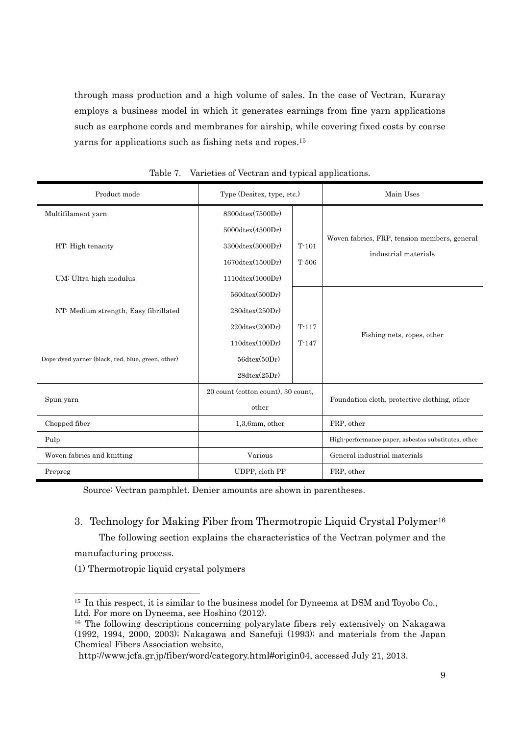through mass production and a high volume of sales. In the case of Vectran, Kuraray employs a business model in which it generates earnings from fine yarn applications such as earphone cords and membranes for airship, while covering fixed costs by coarse yarns for applications such as fishing nets and ropes.[15]

Table 7. Varieties of Vectran and typical applications.

| Product mode | Type (Desitex, type, etc.) | | Main Uses |
|---|---|---|---|
| Multifilament yarn | 8300dtex(7500Dr) | T-101<br>T-506 | Woven fabrics, FRP, tension members, general industrial materials |
| | 5000dtex(4500Dr) | | |
| HT: High tenacity | 3300dtex(3000Dr) | | |
| | 1670dtex(1500Dr) | | |
| UM: Ultra-high modulus | 1110dtex(1000Dr) | | |
| | 560dtex(500Dr) | T-117<br>T-147 | Fishing nets, ropes, other |
| NT: Medium strength, Easy fibrillated | 280dtex(250Dr) | | |
| | 220dtex(200Dr) | | |
| | 110dtex(100Dr) | | |
| Dope-dyed yarner (black, red, blue, green, other) | 56dtex(50Dr) | | |
| | 28dtex(25Dr) | | |
| Spun yarn | 20 count (cotton count), 30 count, other | | Foundation cloth, protective clothing, other |
| Chopped fiber | 1,3,6mm, other | | FRP, other |
| Pulp | | | High-performance paper, asbestos substitutes, other |
| Woven fabrics and knitting | Various | | General industrial materials |
| Prepreg | UDPP, cloth PP | | FRP, other |

Source: Vectran pamphlet. Denier amounts are shown in parentheses.

## 3. Technology for Making Fiber from Thermotropic Liquid Crystal Polymer[16]

The following section explains the characteristics of the Vectran polymer and the manufacturing process.

(1) Thermotropic liquid crystal polymers

---

[15] In this respect, it is similar to the business model for Dyneema at DSM and Toyobo Co., Ltd. For more on Dyneema, see Hoshino (2012).

[16] The following descriptions concerning polyarylate fibers rely extensively on Nakagawa (1992, 1994, 2000, 2003); Nakagawa and Sanefuji (1993); and materials from the Japan Chemical Fibers Association website, http://www.jcfa.gr.jp/fiber/word/category.html#origin04, accessed July 21, 2013.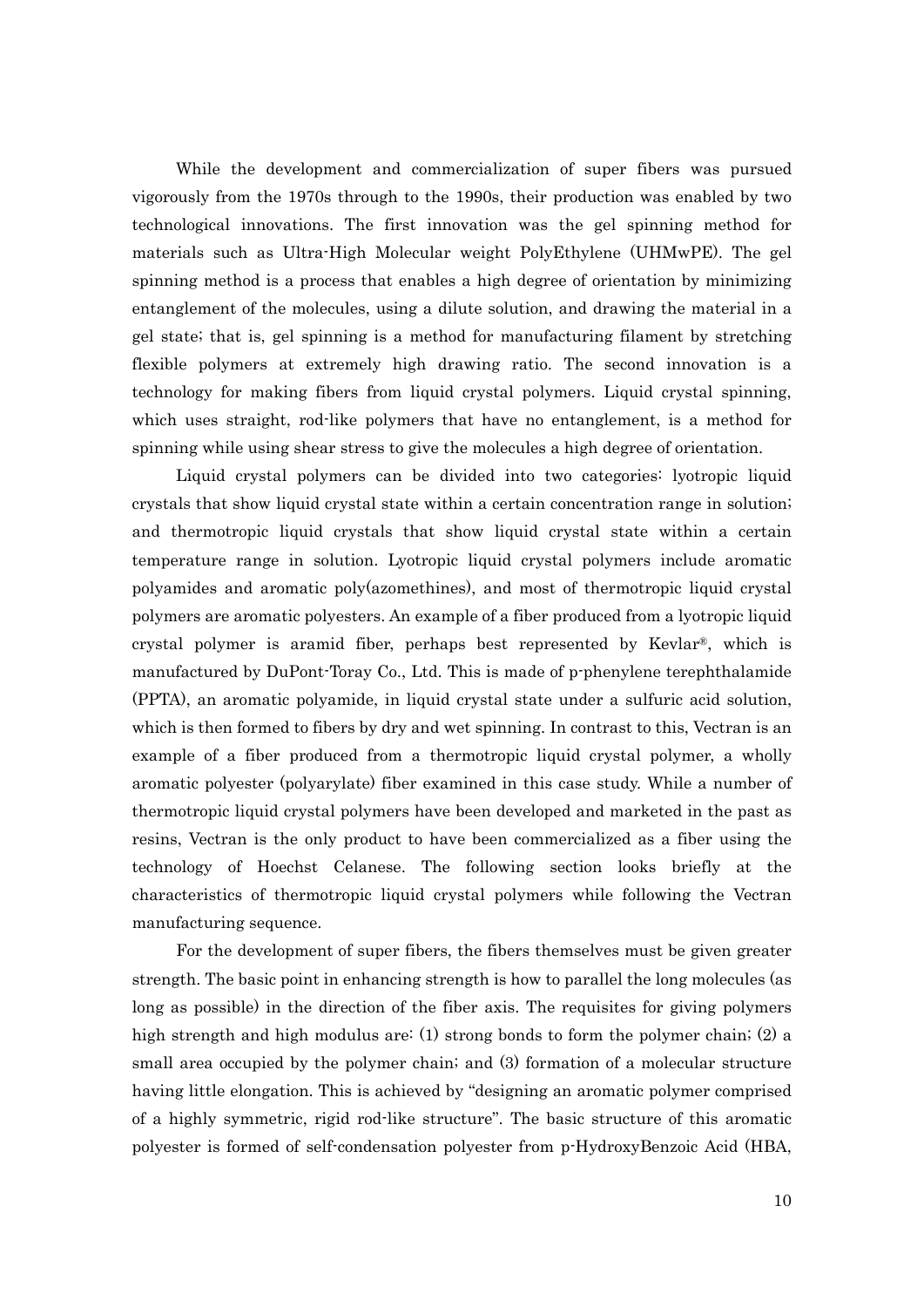While the development and commercialization of super fibers was pursued vigorously from the 1970s through to the 1990s, their production was enabled by two technological innovations. The first innovation was the gel spinning method for materials such as Ultra-High Molecular weight PolyEthylene (UHMwPE). The gel spinning method is a process that enables a high degree of orientation by minimizing entanglement of the molecules, using a dilute solution, and drawing the material in a gel state; that is, gel spinning is a method for manufacturing filament by stretching flexible polymers at extremely high drawing ratio. The second innovation is a technology for making fibers from liquid crystal polymers. Liquid crystal spinning, which uses straight, rod-like polymers that have no entanglement, is a method for spinning while using shear stress to give the molecules a high degree of orientation.

Liquid crystal polymers can be divided into two categories: lyotropic liquid crystals that show liquid crystal state within a certain concentration range in solution; and thermotropic liquid crystals that show liquid crystal state within a certain temperature range in solution. Lyotropic liquid crystal polymers include aromatic polyamides and aromatic poly(azomethines), and most of thermotropic liquid crystal polymers are aromatic polyesters. An example of a fiber produced from a lyotropic liquid crystal polymer is aramid fiber, perhaps best represented by Kevlar®, which is manufactured by DuPont-Toray Co., Ltd. This is made of p-phenylene terephthalamide (PPTA), an aromatic polyamide, in liquid crystal state under a sulfuric acid solution, which is then formed to fibers by dry and wet spinning. In contrast to this, Vectran is an example of a fiber produced from a thermotropic liquid crystal polymer, a wholly aromatic polyester (polyarylate) fiber examined in this case study. While a number of thermotropic liquid crystal polymers have been developed and marketed in the past as resins, Vectran is the only product to have been commercialized as a fiber using the technology of Hoechst Celanese. The following section looks briefly at the characteristics of thermotropic liquid crystal polymers while following the Vectran manufacturing sequence.

For the development of super fibers, the fibers themselves must be given greater strength. The basic point in enhancing strength is how to parallel the long molecules (as long as possible) in the direction of the fiber axis. The requisites for giving polymers high strength and high modulus are: (1) strong bonds to form the polymer chain; (2) a small area occupied by the polymer chain; and (3) formation of a molecular structure having little elongation. This is achieved by "designing an aromatic polymer comprised of a highly symmetric, rigid rod-like structure". The basic structure of this aromatic polyester is formed of self-condensation polyester from p-HydroxyBenzoic Acid (HBA,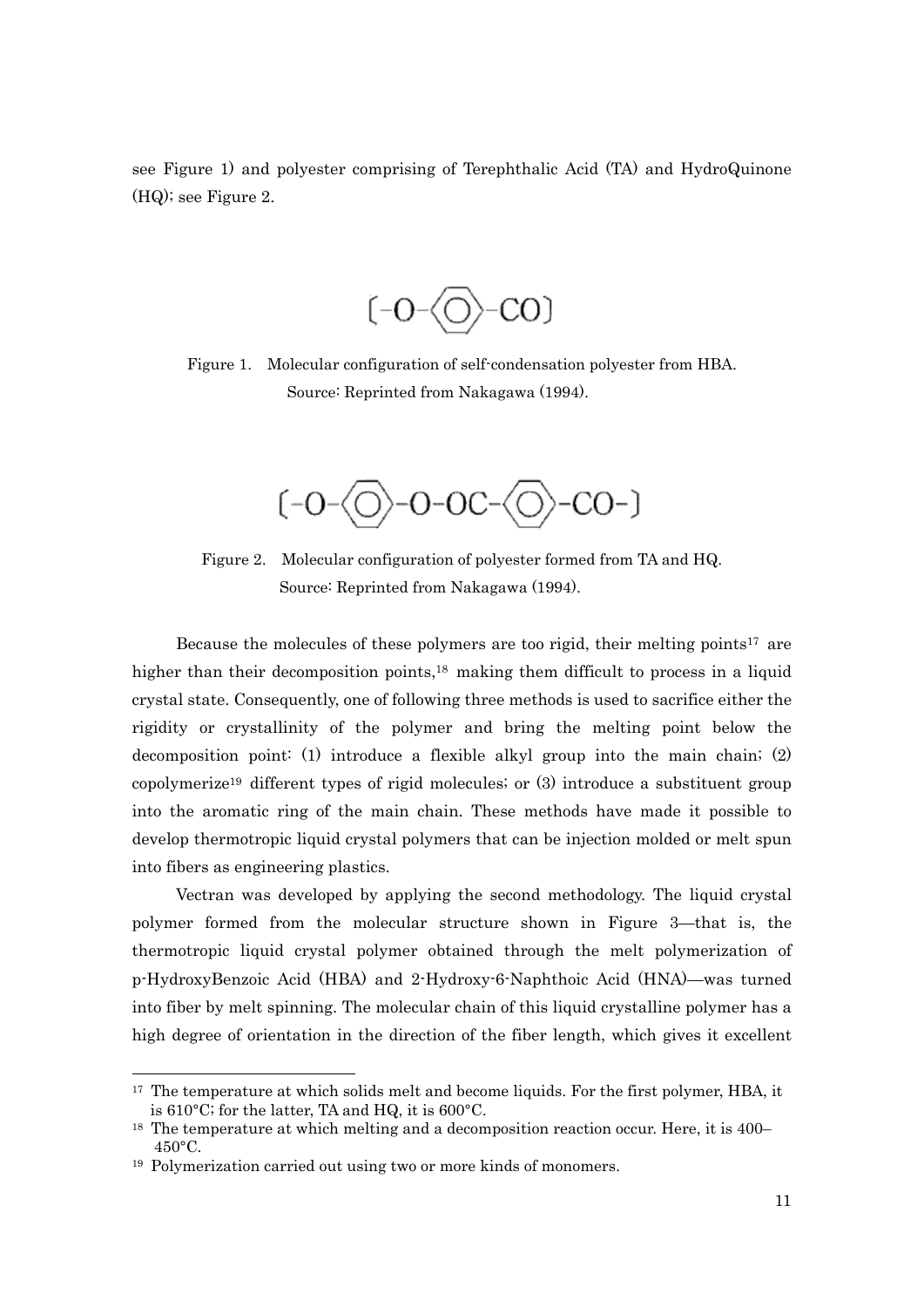see Figure 1) and polyester comprising of Terephthalic Acid (TA) and HydroQuinone (HQ); see Figure 2.

[-O-⟨◯⟩-CO]

Figure 1. Molecular configuration of self-condensation polyester from HBA.
Source: Reprinted from Nakagawa (1994).

[-O-⟨◯⟩-O-OC-⟨◯⟩-CO-]

Figure 2. Molecular configuration of polyester formed from TA and HQ.
Source: Reprinted from Nakagawa (1994).

Because the molecules of these polymers are too rigid, their melting points[17] are higher than their decomposition points,[18] making them difficult to process in a liquid crystal state. Consequently, one of following three methods is used to sacrifice either the rigidity or crystallinity of the polymer and bring the melting point below the decomposition point: (1) introduce a flexible alkyl group into the main chain; (2) copolymerize[19] different types of rigid molecules; or (3) introduce a substituent group into the aromatic ring of the main chain. These methods have made it possible to develop thermotropic liquid crystal polymers that can be injection molded or melt spun into fibers as engineering plastics.

Vectran was developed by applying the second methodology. The liquid crystal polymer formed from the molecular structure shown in Figure 3—that is, the thermotropic liquid crystal polymer obtained through the melt polymerization of p-HydroxyBenzoic Acid (HBA) and 2-Hydroxy-6-Naphthoic Acid (HNA)—was turned into fiber by melt spinning. The molecular chain of this liquid crystalline polymer has a high degree of orientation in the direction of the fiber length, which gives it excellent

---

[17] The temperature at which solids melt and become liquids. For the first polymer, HBA, it is 610°C; for the latter, TA and HQ, it is 600°C.

[18] The temperature at which melting and a decomposition reaction occur. Here, it is 400–450°C.

[19] Polymerization carried out using two or more kinds of monomers.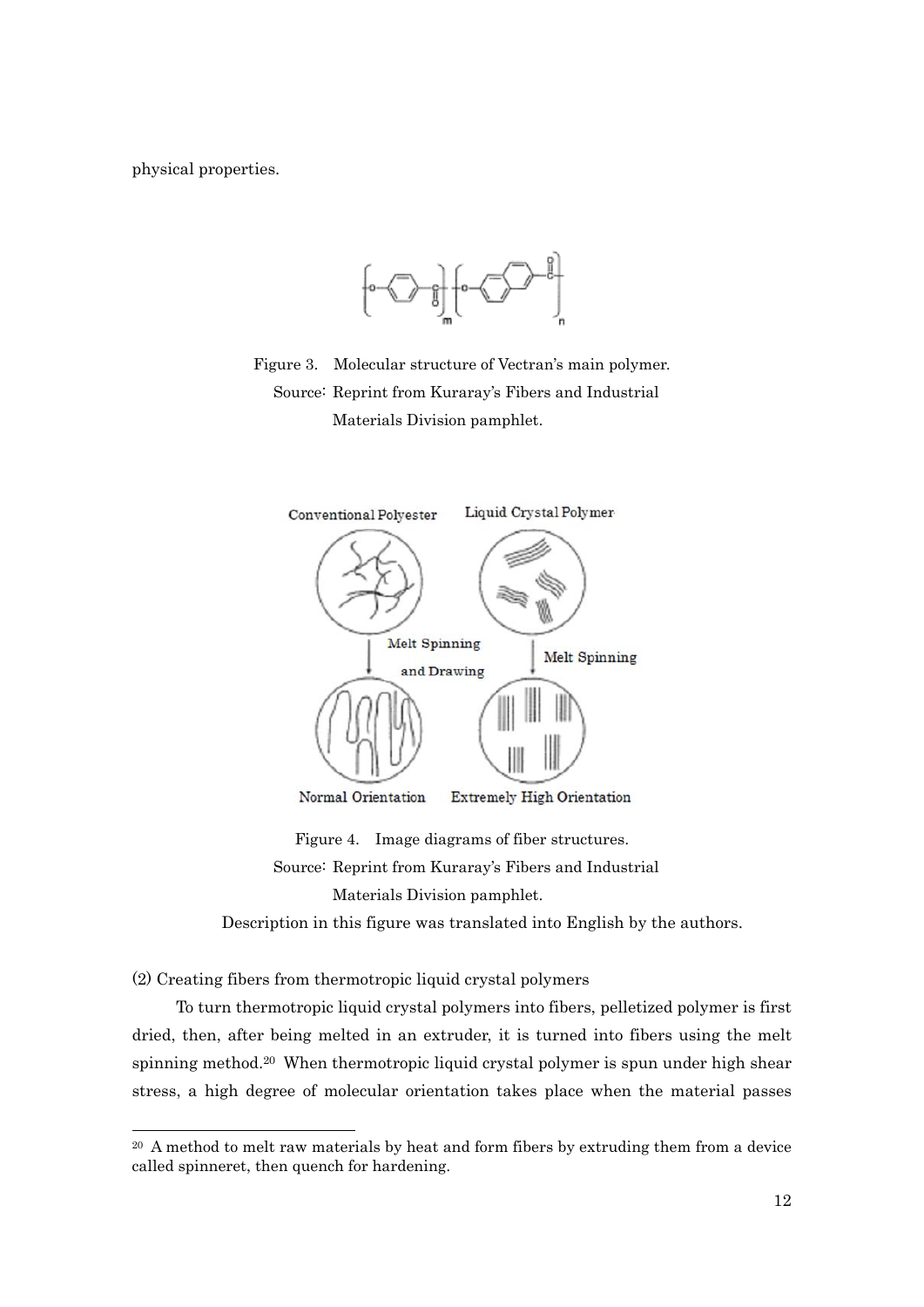physical properties.

Figure 3. Molecular structure of Vectran's main polymer.
Source: Reprint from Kuraray's Fibers and Industrial Materials Division pamphlet.

Figure 4. Image diagrams of fiber structures.
Source: Reprint from Kuraray's Fibers and Industrial Materials Division pamphlet.
Description in this figure was translated into English by the authors.

(2) Creating fibers from thermotropic liquid crystal polymers

To turn thermotropic liquid crystal polymers into fibers, pelletized polymer is first dried, then, after being melted in an extruder, it is turned into fibers using the melt spinning method.[20] When thermotropic liquid crystal polymer is spun under high shear stress, a high degree of molecular orientation takes place when the material passes

[20] A method to melt raw materials by heat and form fibers by extruding them from a device called spinneret, then quench for hardening.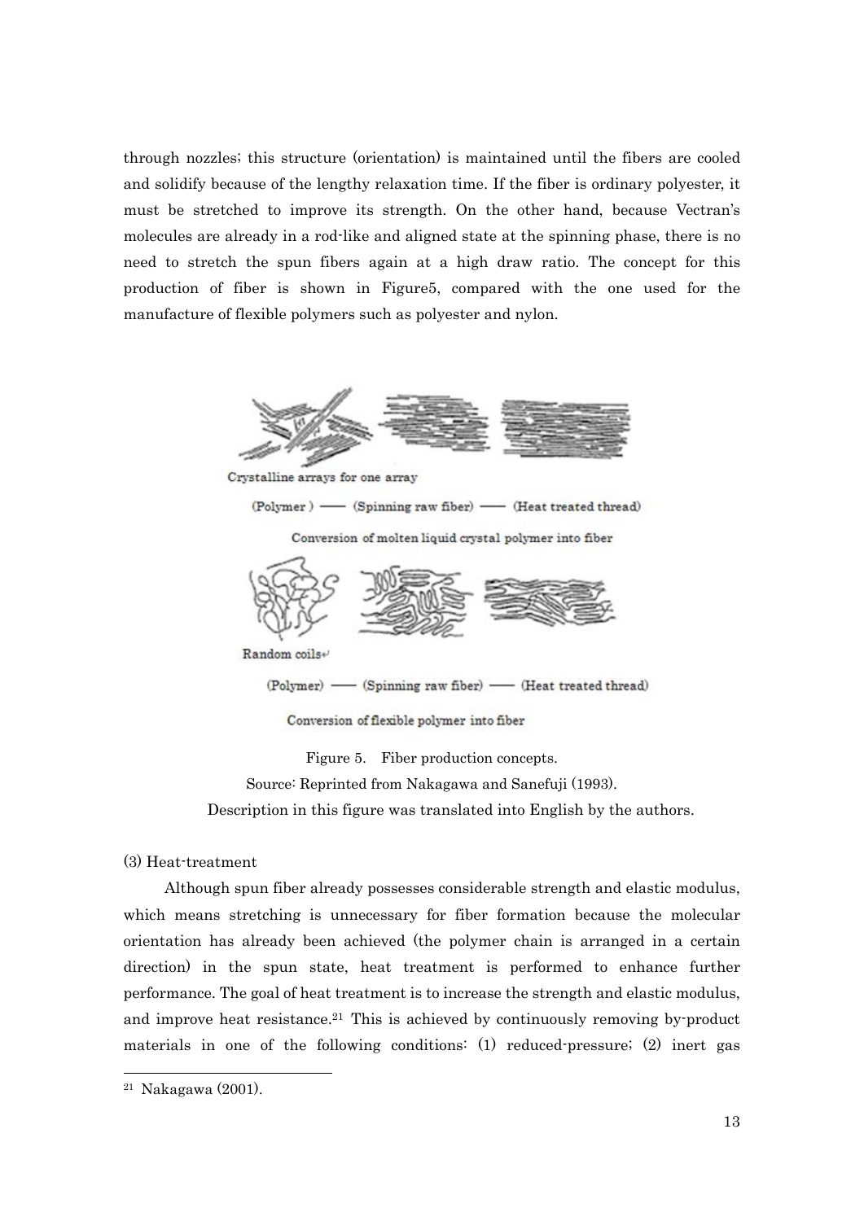through nozzles; this structure (orientation) is maintained until the fibers are cooled and solidify because of the lengthy relaxation time. If the fiber is ordinary polyester, it must be stretched to improve its strength. On the other hand, because Vectran's molecules are already in a rod-like and aligned state at the spinning phase, there is no need to stretch the spun fibers again at a high draw ratio. The concept for this production of fiber is shown in Figure5, compared with the one used for the manufacture of flexible polymers such as polyester and nylon.

Crystalline arrays for one array

(Polymer) —— (Spinning raw fiber) —— (Heat treated thread)

Conversion of molten liquid crystal polymer into fiber

Random coils

(Polymer) —— (Spinning raw fiber) —— (Heat treated thread)

Conversion of flexible polymer into fiber

Figure 5. Fiber production concepts.

Source: Reprinted from Nakagawa and Sanefuji (1993).

Description in this figure was translated into English by the authors.

(3) Heat-treatment

Although spun fiber already possesses considerable strength and elastic modulus, which means stretching is unnecessary for fiber formation because the molecular orientation has already been achieved (the polymer chain is arranged in a certain direction) in the spun state, heat treatment is performed to enhance further performance. The goal of heat treatment is to increase the strength and elastic modulus, and improve heat resistance.[21] This is achieved by continuously removing by-product materials in one of the following conditions: (1) reduced-pressure; (2) inert gas

[21] Nakagawa (2001).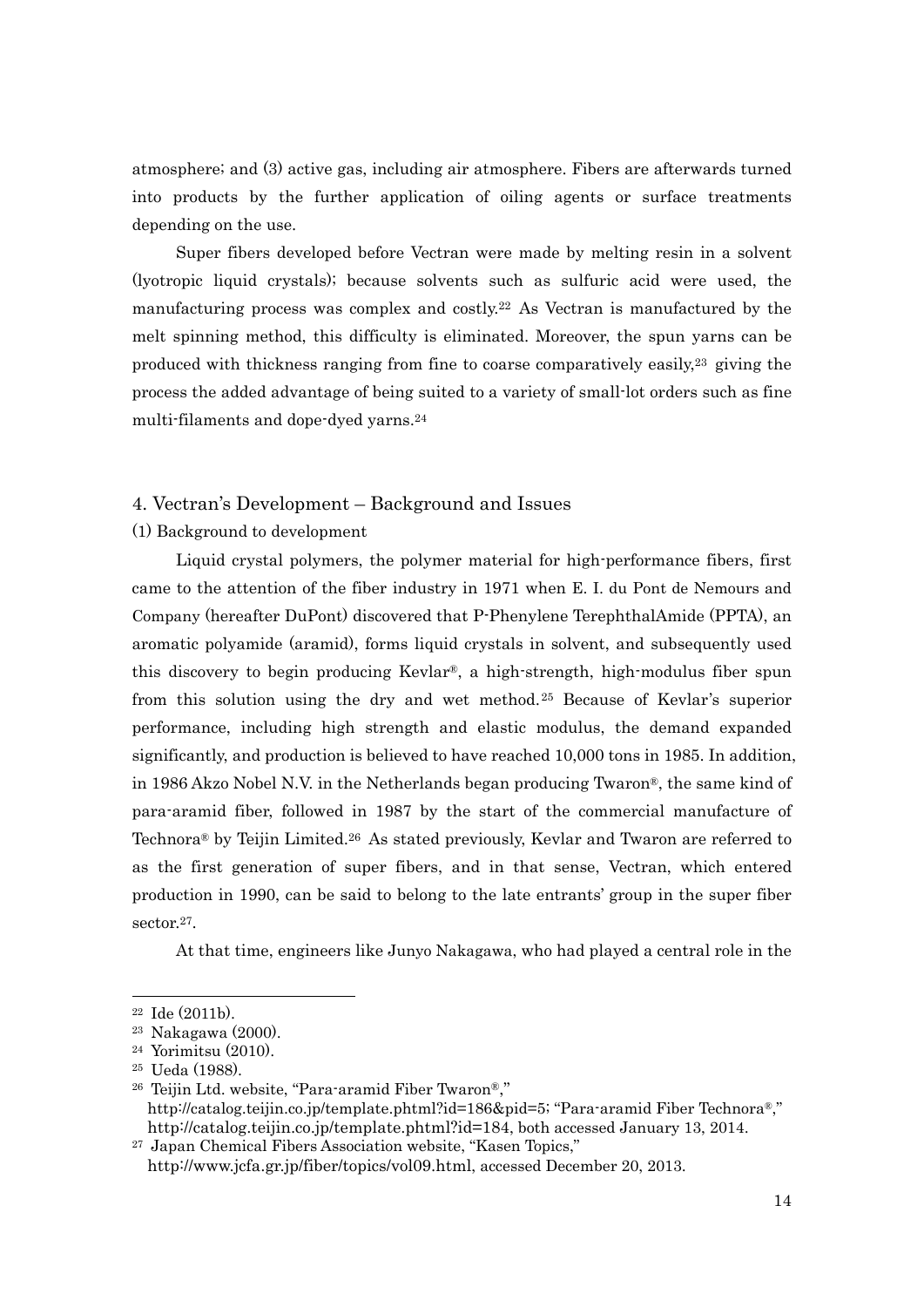atmosphere; and (3) active gas, including air atmosphere. Fibers are afterwards turned into products by the further application of oiling agents or surface treatments depending on the use.

Super fibers developed before Vectran were made by melting resin in a solvent (lyotropic liquid crystals); because solvents such as sulfuric acid were used, the manufacturing process was complex and costly.[22] As Vectran is manufactured by the melt spinning method, this difficulty is eliminated. Moreover, the spun yarns can be produced with thickness ranging from fine to coarse comparatively easily,[23] giving the process the added advantage of being suited to a variety of small-lot orders such as fine multi-filaments and dope-dyed yarns.[24]

## 4. Vectran's Development – Background and Issues

### (1) Background to development

Liquid crystal polymers, the polymer material for high-performance fibers, first came to the attention of the fiber industry in 1971 when E. I. du Pont de Nemours and Company (hereafter DuPont) discovered that P-Phenylene TerephthalAmide (PPTA), an aromatic polyamide (aramid), forms liquid crystals in solvent, and subsequently used this discovery to begin producing Kevlar®, a high-strength, high-modulus fiber spun from this solution using the dry and wet method.[25] Because of Kevlar's superior performance, including high strength and elastic modulus, the demand expanded significantly, and production is believed to have reached 10,000 tons in 1985. In addition, in 1986 Akzo Nobel N.V. in the Netherlands began producing Twaron®, the same kind of para-aramid fiber, followed in 1987 by the start of the commercial manufacture of Technora® by Teijin Limited.[26] As stated previously, Kevlar and Twaron are referred to as the first generation of super fibers, and in that sense, Vectran, which entered production in 1990, can be said to belong to the late entrants' group in the super fiber sector.[27].

At that time, engineers like Junyo Nakagawa, who had played a central role in the

---

[22] Ide (2011b).

[23] Nakagawa (2000).

[24] Yorimitsu (2010).

[25] Ueda (1988).

[26] Teijin Ltd. website, "Para-aramid Fiber Twaron®," http://catalog.teijin.co.jp/template.phtml?id=186&pid=5; "Para-aramid Fiber Technora®," http://catalog.teijin.co.jp/template.phtml?id=184, both accessed January 13, 2014.

[27] Japan Chemical Fibers Association website, "Kasen Topics," http://www.jcfa.gr.jp/fiber/topics/vol09.html, accessed December 20, 2013.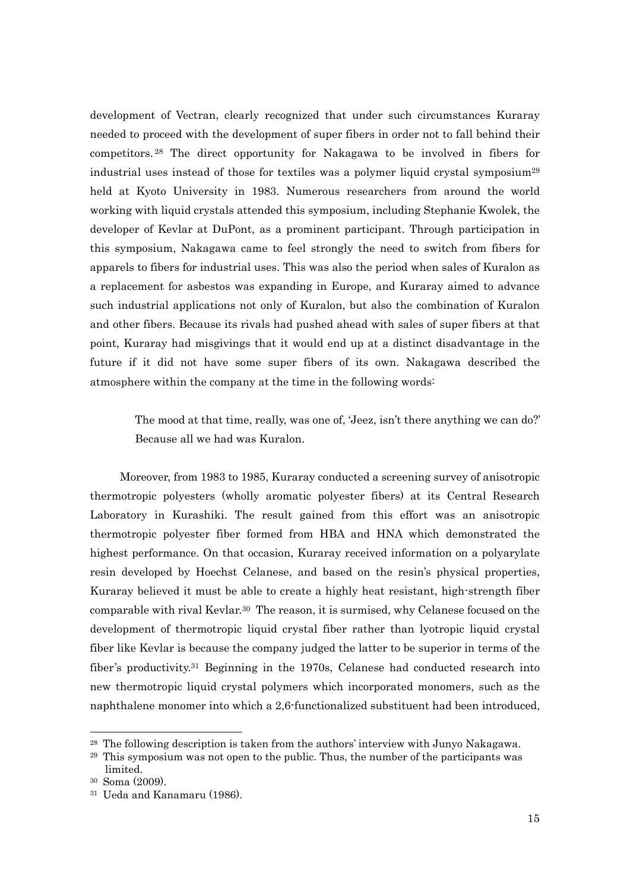development of Vectran, clearly recognized that under such circumstances Kuraray needed to proceed with the development of super fibers in order not to fall behind their competitors.[28] The direct opportunity for Nakagawa to be involved in fibers for industrial uses instead of those for textiles was a polymer liquid crystal symposium[29] held at Kyoto University in 1983. Numerous researchers from around the world working with liquid crystals attended this symposium, including Stephanie Kwolek, the developer of Kevlar at DuPont, as a prominent participant. Through participation in this symposium, Nakagawa came to feel strongly the need to switch from fibers for apparels to fibers for industrial uses. This was also the period when sales of Kuralon as a replacement for asbestos was expanding in Europe, and Kuraray aimed to advance such industrial applications not only of Kuralon, but also the combination of Kuralon and other fibers. Because its rivals had pushed ahead with sales of super fibers at that point, Kuraray had misgivings that it would end up at a distinct disadvantage in the future if it did not have some super fibers of its own. Nakagawa described the atmosphere within the company at the time in the following words:

> The mood at that time, really, was one of, 'Jeez, isn't there anything we can do?' Because all we had was Kuralon.

Moreover, from 1983 to 1985, Kuraray conducted a screening survey of anisotropic thermotropic polyesters (wholly aromatic polyester fibers) at its Central Research Laboratory in Kurashiki. The result gained from this effort was an anisotropic thermotropic polyester fiber formed from HBA and HNA which demonstrated the highest performance. On that occasion, Kuraray received information on a polyarylate resin developed by Hoechst Celanese, and based on the resin's physical properties, Kuraray believed it must be able to create a highly heat resistant, high-strength fiber comparable with rival Kevlar.[30] The reason, it is surmised, why Celanese focused on the development of thermotropic liquid crystal fiber rather than lyotropic liquid crystal fiber like Kevlar is because the company judged the latter to be superior in terms of the fiber's productivity.[31] Beginning in the 1970s, Celanese had conducted research into new thermotropic liquid crystal polymers which incorporated monomers, such as the naphthalene monomer into which a 2,6-functionalized substituent had been introduced,

---

[28] The following description is taken from the authors' interview with Junyo Nakagawa.

[29] This symposium was not open to the public. Thus, the number of the participants was limited.

[30] Soma (2009).

[31] Ueda and Kanamaru (1986).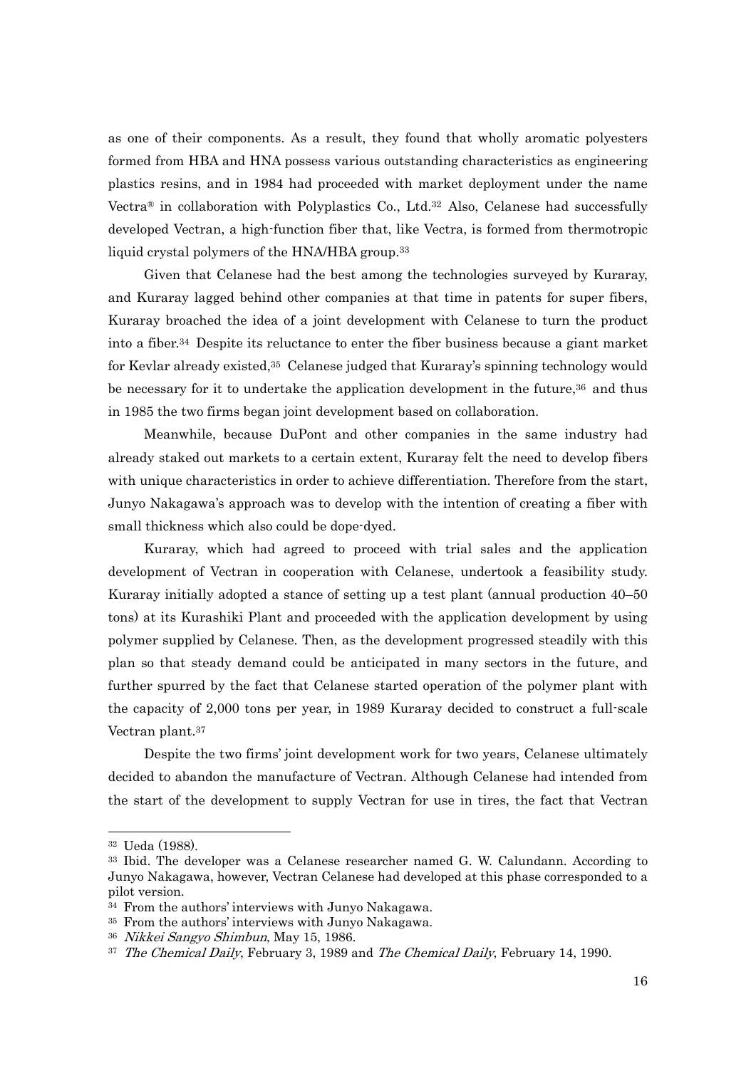as one of their components. As a result, they found that wholly aromatic polyesters formed from HBA and HNA possess various outstanding characteristics as engineering plastics resins, and in 1984 had proceeded with market deployment under the name Vectra® in collaboration with Polyplastics Co., Ltd.[32] Also, Celanese had successfully developed Vectran, a high-function fiber that, like Vectra, is formed from thermotropic liquid crystal polymers of the HNA/HBA group.[33]

Given that Celanese had the best among the technologies surveyed by Kuraray, and Kuraray lagged behind other companies at that time in patents for super fibers, Kuraray broached the idea of a joint development with Celanese to turn the product into a fiber.[34] Despite its reluctance to enter the fiber business because a giant market for Kevlar already existed,[35] Celanese judged that Kuraray's spinning technology would be necessary for it to undertake the application development in the future,[36] and thus in 1985 the two firms began joint development based on collaboration.

Meanwhile, because DuPont and other companies in the same industry had already staked out markets to a certain extent, Kuraray felt the need to develop fibers with unique characteristics in order to achieve differentiation. Therefore from the start, Junyo Nakagawa's approach was to develop with the intention of creating a fiber with small thickness which also could be dope-dyed.

Kuraray, which had agreed to proceed with trial sales and the application development of Vectran in cooperation with Celanese, undertook a feasibility study. Kuraray initially adopted a stance of setting up a test plant (annual production 40–50 tons) at its Kurashiki Plant and proceeded with the application development by using polymer supplied by Celanese. Then, as the development progressed steadily with this plan so that steady demand could be anticipated in many sectors in the future, and further spurred by the fact that Celanese started operation of the polymer plant with the capacity of 2,000 tons per year, in 1989 Kuraray decided to construct a full-scale Vectran plant.[37]

Despite the two firms' joint development work for two years, Celanese ultimately decided to abandon the manufacture of Vectran. Although Celanese had intended from the start of the development to supply Vectran for use in tires, the fact that Vectran

---

[32] Ueda (1988).

[33] Ibid. The developer was a Celanese researcher named G. W. Calundann. According to Junyo Nakagawa, however, Vectran Celanese had developed at this phase corresponded to a pilot version.

[34] From the authors' interviews with Junyo Nakagawa.

[35] From the authors' interviews with Junyo Nakagawa.

[36] *Nikkei Sangyo Shimbun*, May 15, 1986.

[37] *The Chemical Daily*, February 3, 1989 and *The Chemical Daily*, February 14, 1990.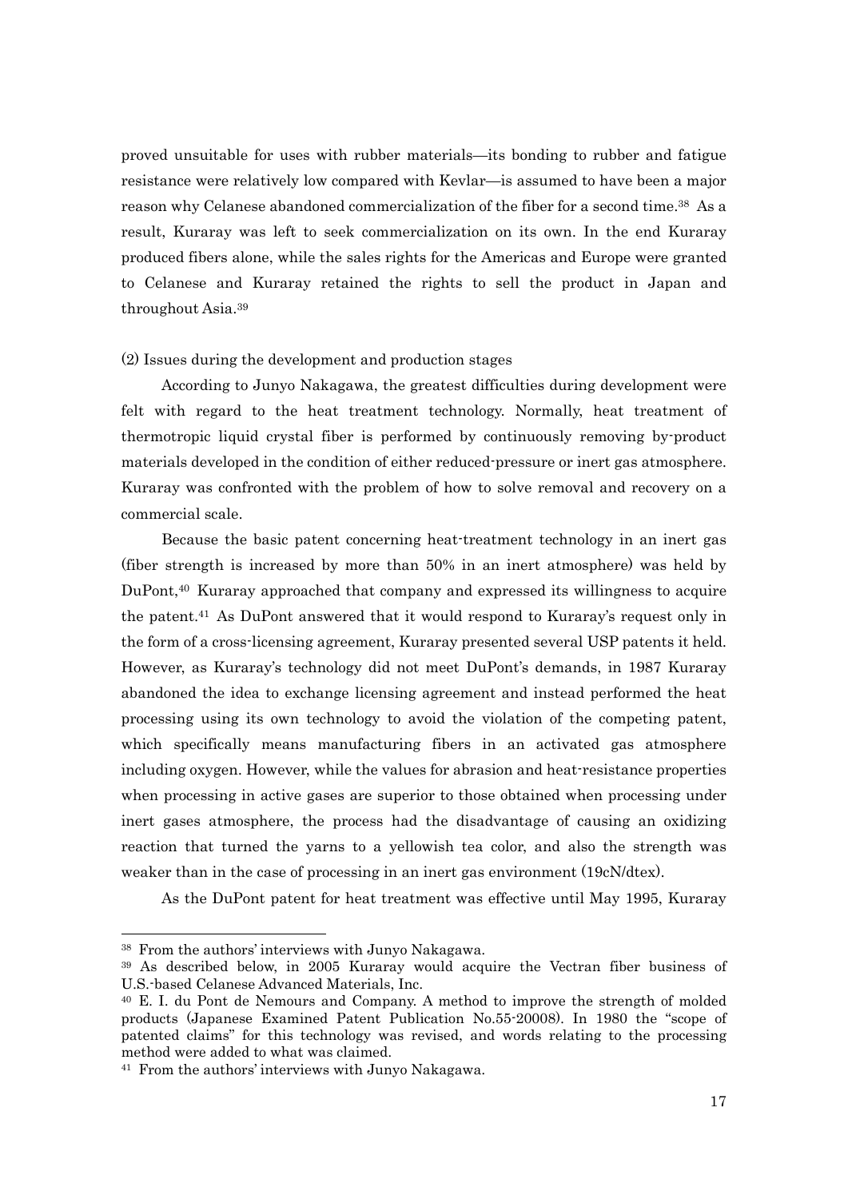proved unsuitable for uses with rubber materials—its bonding to rubber and fatigue resistance were relatively low compared with Kevlar—is assumed to have been a major reason why Celanese abandoned commercialization of the fiber for a second time.[38] As a result, Kuraray was left to seek commercialization on its own. In the end Kuraray produced fibers alone, while the sales rights for the Americas and Europe were granted to Celanese and Kuraray retained the rights to sell the product in Japan and throughout Asia.[39]

(2) Issues during the development and production stages

According to Junyo Nakagawa, the greatest difficulties during development were felt with regard to the heat treatment technology. Normally, heat treatment of thermotropic liquid crystal fiber is performed by continuously removing by-product materials developed in the condition of either reduced-pressure or inert gas atmosphere. Kuraray was confronted with the problem of how to solve removal and recovery on a commercial scale.

Because the basic patent concerning heat-treatment technology in an inert gas (fiber strength is increased by more than 50% in an inert atmosphere) was held by DuPont,[40] Kuraray approached that company and expressed its willingness to acquire the patent.[41] As DuPont answered that it would respond to Kuraray's request only in the form of a cross-licensing agreement, Kuraray presented several USP patents it held. However, as Kuraray's technology did not meet DuPont's demands, in 1987 Kuraray abandoned the idea to exchange licensing agreement and instead performed the heat processing using its own technology to avoid the violation of the competing patent, which specifically means manufacturing fibers in an activated gas atmosphere including oxygen. However, while the values for abrasion and heat-resistance properties when processing in active gases are superior to those obtained when processing under inert gases atmosphere, the process had the disadvantage of causing an oxidizing reaction that turned the yarns to a yellowish tea color, and also the strength was weaker than in the case of processing in an inert gas environment (19cN/dtex).

As the DuPont patent for heat treatment was effective until May 1995, Kuraray

---

[38] From the authors' interviews with Junyo Nakagawa.

[39] As described below, in 2005 Kuraray would acquire the Vectran fiber business of U.S.-based Celanese Advanced Materials, Inc.

[40] E. I. du Pont de Nemours and Company. A method to improve the strength of molded products (Japanese Examined Patent Publication No.55-20008). In 1980 the "scope of patented claims" for this technology was revised, and words relating to the processing method were added to what was claimed.

[41] From the authors' interviews with Junyo Nakagawa.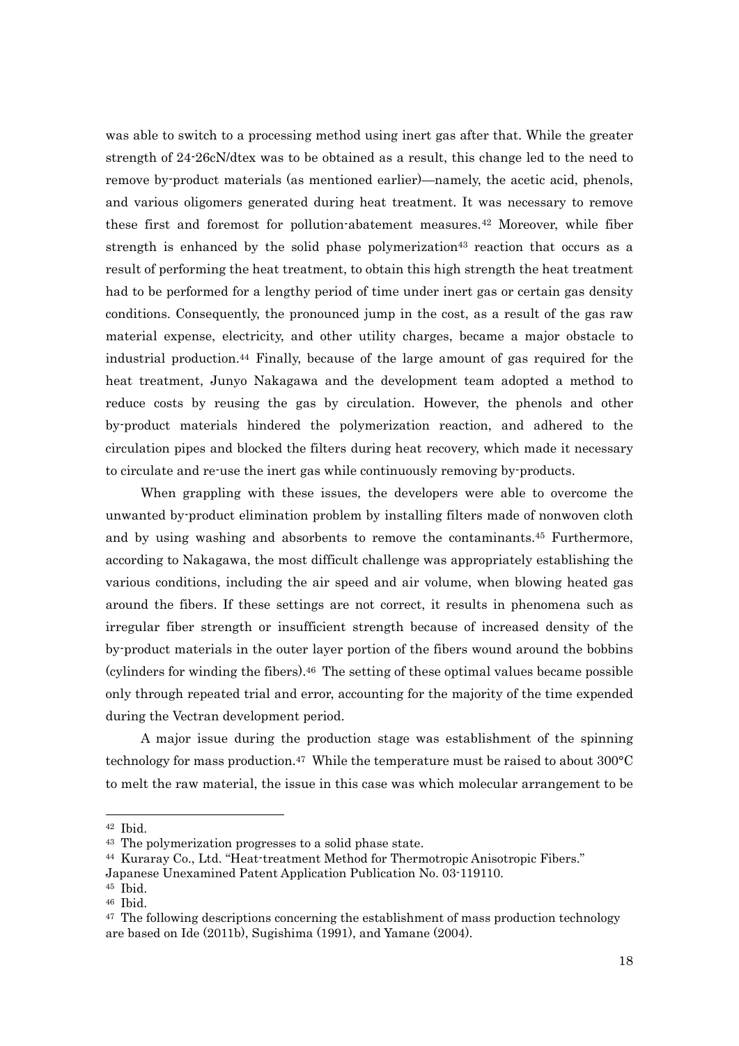was able to switch to a processing method using inert gas after that. While the greater strength of 24-26cN/dtex was to be obtained as a result, this change led to the need to remove by-product materials (as mentioned earlier)—namely, the acetic acid, phenols, and various oligomers generated during heat treatment. It was necessary to remove these first and foremost for pollution-abatement measures.[42] Moreover, while fiber strength is enhanced by the solid phase polymerization[43] reaction that occurs as a result of performing the heat treatment, to obtain this high strength the heat treatment had to be performed for a lengthy period of time under inert gas or certain gas density conditions. Consequently, the pronounced jump in the cost, as a result of the gas raw material expense, electricity, and other utility charges, became a major obstacle to industrial production.[44] Finally, because of the large amount of gas required for the heat treatment, Junyo Nakagawa and the development team adopted a method to reduce costs by reusing the gas by circulation. However, the phenols and other by-product materials hindered the polymerization reaction, and adhered to the circulation pipes and blocked the filters during heat recovery, which made it necessary to circulate and re-use the inert gas while continuously removing by-products.

When grappling with these issues, the developers were able to overcome the unwanted by-product elimination problem by installing filters made of nonwoven cloth and by using washing and absorbents to remove the contaminants.[45] Furthermore, according to Nakagawa, the most difficult challenge was appropriately establishing the various conditions, including the air speed and air volume, when blowing heated gas around the fibers. If these settings are not correct, it results in phenomena such as irregular fiber strength or insufficient strength because of increased density of the by-product materials in the outer layer portion of the fibers wound around the bobbins (cylinders for winding the fibers).[46] The setting of these optimal values became possible only through repeated trial and error, accounting for the majority of the time expended during the Vectran development period.

A major issue during the production stage was establishment of the spinning technology for mass production.[47] While the temperature must be raised to about 300°C to melt the raw material, the issue in this case was which molecular arrangement to be

---

[42] Ibid.

[43] The polymerization progresses to a solid phase state.

[44] Kuraray Co., Ltd. "Heat-treatment Method for Thermotropic Anisotropic Fibers." Japanese Unexamined Patent Application Publication No. 03-119110.

[45] Ibid.

[46] Ibid.

[47] The following descriptions concerning the establishment of mass production technology are based on Ide (2011b), Sugishima (1991), and Yamane (2004).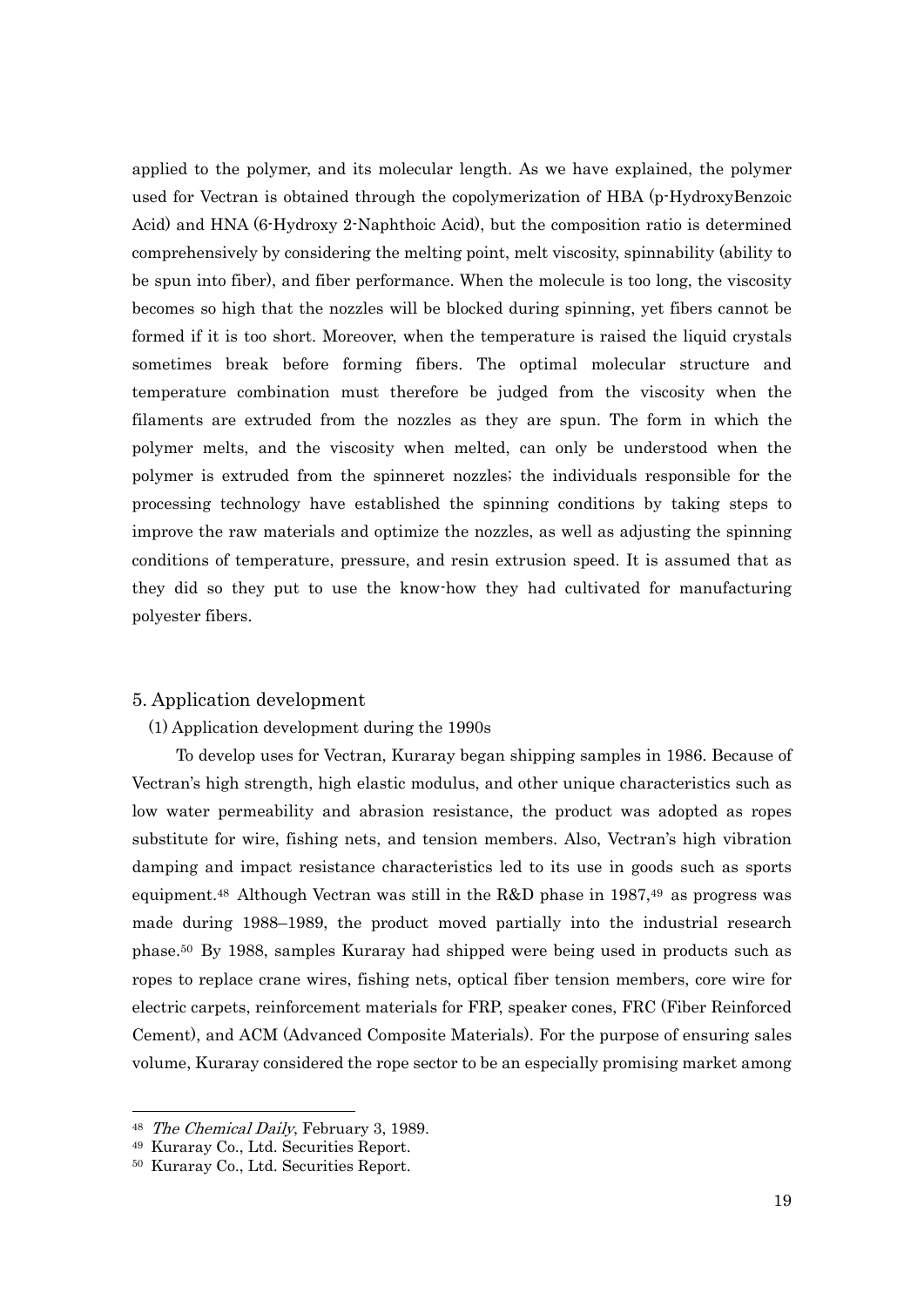applied to the polymer, and its molecular length. As we have explained, the polymer used for Vectran is obtained through the copolymerization of HBA (p-HydroxyBenzoic Acid) and HNA (6-Hydroxy 2-Naphthoic Acid), but the composition ratio is determined comprehensively by considering the melting point, melt viscosity, spinnability (ability to be spun into fiber), and fiber performance. When the molecule is too long, the viscosity becomes so high that the nozzles will be blocked during spinning, yet fibers cannot be formed if it is too short. Moreover, when the temperature is raised the liquid crystals sometimes break before forming fibers. The optimal molecular structure and temperature combination must therefore be judged from the viscosity when the filaments are extruded from the nozzles as they are spun. The form in which the polymer melts, and the viscosity when melted, can only be understood when the polymer is extruded from the spinneret nozzles; the individuals responsible for the processing technology have established the spinning conditions by taking steps to improve the raw materials and optimize the nozzles, as well as adjusting the spinning conditions of temperature, pressure, and resin extrusion speed. It is assumed that as they did so they put to use the know-how they had cultivated for manufacturing polyester fibers.

## 5. Application development

### (1) Application development during the 1990s

To develop uses for Vectran, Kuraray began shipping samples in 1986. Because of Vectran's high strength, high elastic modulus, and other unique characteristics such as low water permeability and abrasion resistance, the product was adopted as ropes substitute for wire, fishing nets, and tension members. Also, Vectran's high vibration damping and impact resistance characteristics led to its use in goods such as sports equipment.[48] Although Vectran was still in the R&D phase in 1987,[49] as progress was made during 1988–1989, the product moved partially into the industrial research phase.[50] By 1988, samples Kuraray had shipped were being used in products such as ropes to replace crane wires, fishing nets, optical fiber tension members, core wire for electric carpets, reinforcement materials for FRP, speaker cones, FRC (Fiber Reinforced Cement), and ACM (Advanced Composite Materials). For the purpose of ensuring sales volume, Kuraray considered the rope sector to be an especially promising market among

---

[48] *The Chemical Daily*, February 3, 1989.

[49] Kuraray Co., Ltd. Securities Report.

[50] Kuraray Co., Ltd. Securities Report.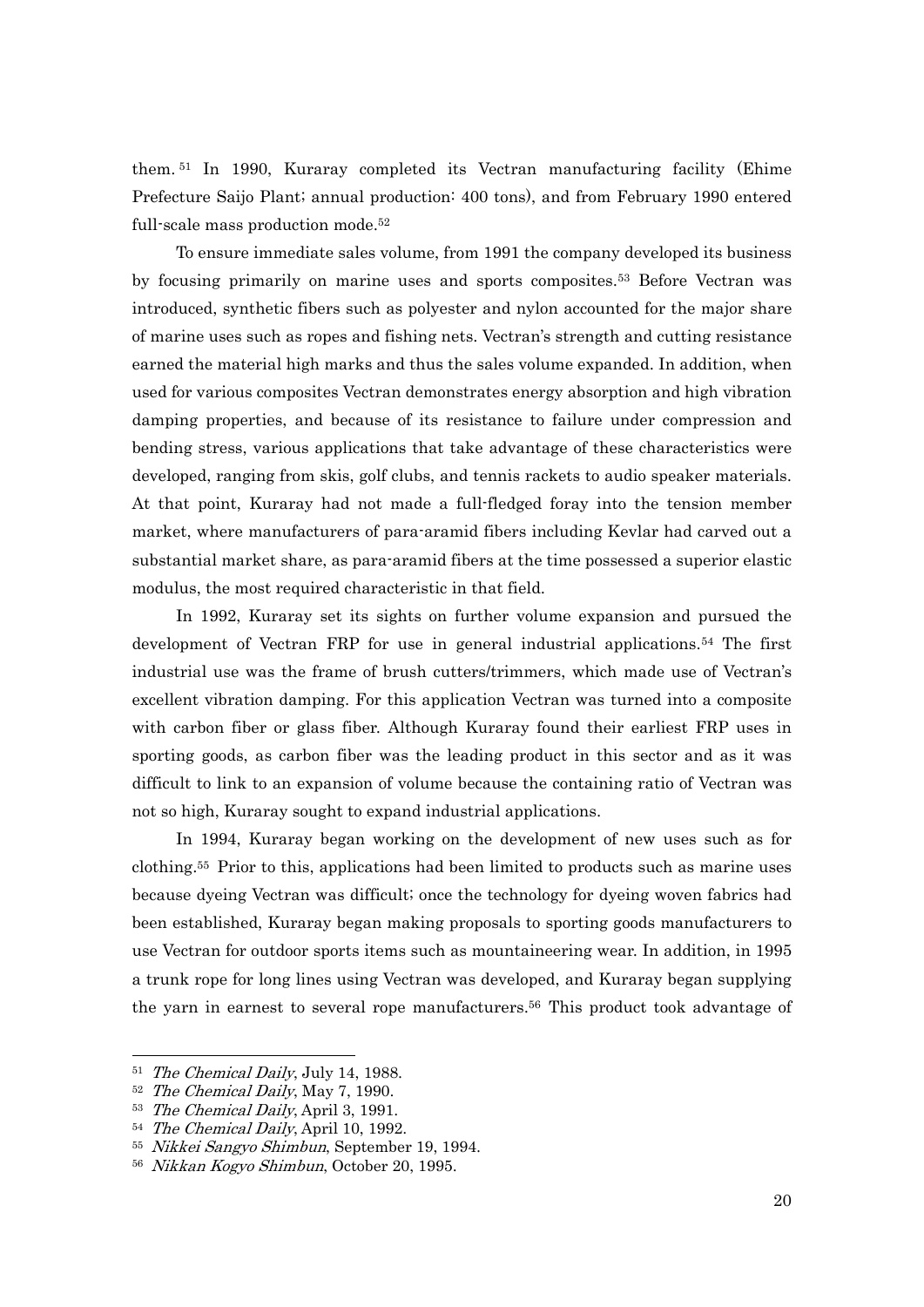them.[51] In 1990, Kuraray completed its Vectran manufacturing facility (Ehime Prefecture Saijo Plant; annual production: 400 tons), and from February 1990 entered full-scale mass production mode.[52]

To ensure immediate sales volume, from 1991 the company developed its business by focusing primarily on marine uses and sports composites.[53] Before Vectran was introduced, synthetic fibers such as polyester and nylon accounted for the major share of marine uses such as ropes and fishing nets. Vectran's strength and cutting resistance earned the material high marks and thus the sales volume expanded. In addition, when used for various composites Vectran demonstrates energy absorption and high vibration damping properties, and because of its resistance to failure under compression and bending stress, various applications that take advantage of these characteristics were developed, ranging from skis, golf clubs, and tennis rackets to audio speaker materials. At that point, Kuraray had not made a full-fledged foray into the tension member market, where manufacturers of para-aramid fibers including Kevlar had carved out a substantial market share, as para-aramid fibers at the time possessed a superior elastic modulus, the most required characteristic in that field.

In 1992, Kuraray set its sights on further volume expansion and pursued the development of Vectran FRP for use in general industrial applications.[54] The first industrial use was the frame of brush cutters/trimmers, which made use of Vectran's excellent vibration damping. For this application Vectran was turned into a composite with carbon fiber or glass fiber. Although Kuraray found their earliest FRP uses in sporting goods, as carbon fiber was the leading product in this sector and as it was difficult to link to an expansion of volume because the containing ratio of Vectran was not so high, Kuraray sought to expand industrial applications.

In 1994, Kuraray began working on the development of new uses such as for clothing.[55] Prior to this, applications had been limited to products such as marine uses because dyeing Vectran was difficult; once the technology for dyeing woven fabrics had been established, Kuraray began making proposals to sporting goods manufacturers to use Vectran for outdoor sports items such as mountaineering wear. In addition, in 1995 a trunk rope for long lines using Vectran was developed, and Kuraray began supplying the yarn in earnest to several rope manufacturers.[56] This product took advantage of

---

[51] *The Chemical Daily*, July 14, 1988.
[52] *The Chemical Daily*, May 7, 1990.
[53] *The Chemical Daily*, April 3, 1991.
[54] *The Chemical Daily*, April 10, 1992.
[55] *Nikkei Sangyo Shimbun*, September 19, 1994.
[56] *Nikkan Kogyo Shimbun*, October 20, 1995.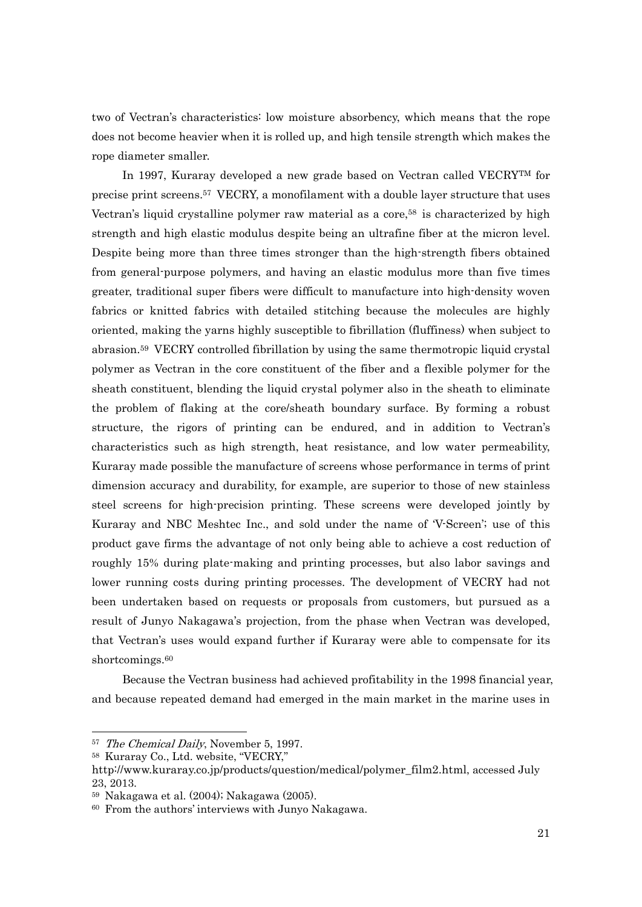two of Vectran's characteristics: low moisture absorbency, which means that the rope does not become heavier when it is rolled up, and high tensile strength which makes the rope diameter smaller.

In 1997, Kuraray developed a new grade based on Vectran called VECRY™ for precise print screens.[57] VECRY, a monofilament with a double layer structure that uses Vectran's liquid crystalline polymer raw material as a core,[58] is characterized by high strength and high elastic modulus despite being an ultrafine fiber at the micron level. Despite being more than three times stronger than the high-strength fibers obtained from general-purpose polymers, and having an elastic modulus more than five times greater, traditional super fibers were difficult to manufacture into high-density woven fabrics or knitted fabrics with detailed stitching because the molecules are highly oriented, making the yarns highly susceptible to fibrillation (fluffiness) when subject to abrasion.[59] VECRY controlled fibrillation by using the same thermotropic liquid crystal polymer as Vectran in the core constituent of the fiber and a flexible polymer for the sheath constituent, blending the liquid crystal polymer also in the sheath to eliminate the problem of flaking at the core/sheath boundary surface. By forming a robust structure, the rigors of printing can be endured, and in addition to Vectran's characteristics such as high strength, heat resistance, and low water permeability, Kuraray made possible the manufacture of screens whose performance in terms of print dimension accuracy and durability, for example, are superior to those of new stainless steel screens for high-precision printing. These screens were developed jointly by Kuraray and NBC Meshtec Inc., and sold under the name of 'V-Screen'; use of this product gave firms the advantage of not only being able to achieve a cost reduction of roughly 15% during plate-making and printing processes, but also labor savings and lower running costs during printing processes. The development of VECRY had not been undertaken based on requests or proposals from customers, but pursued as a result of Junyo Nakagawa's projection, from the phase when Vectran was developed, that Vectran's uses would expand further if Kuraray were able to compensate for its shortcomings.[60]

Because the Vectran business had achieved profitability in the 1998 financial year, and because repeated demand had emerged in the main market in the marine uses in

---

[57] *The Chemical Daily*, November 5, 1997.

[58] Kuraray Co., Ltd. website, "VECRY," http://www.kuraray.co.jp/products/question/medical/polymer_film2.html, accessed July 23, 2013.

[59] Nakagawa et al. (2004); Nakagawa (2005).

[60] From the authors' interviews with Junyo Nakagawa.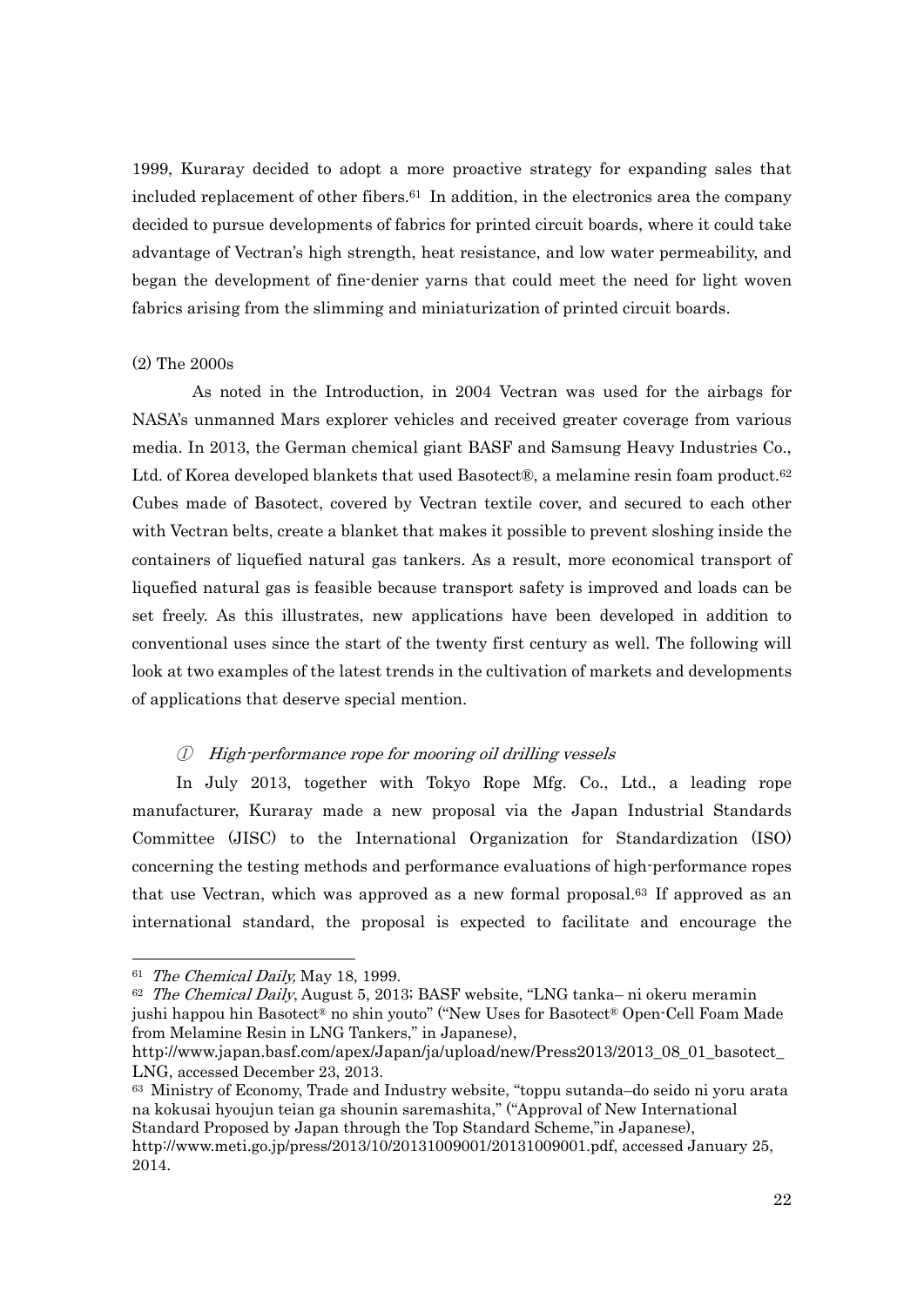1999, Kuraray decided to adopt a more proactive strategy for expanding sales that included replacement of other fibers.[61] In addition, in the electronics area the company decided to pursue developments of fabrics for printed circuit boards, where it could take advantage of Vectran's high strength, heat resistance, and low water permeability, and began the development of fine-denier yarns that could meet the need for light woven fabrics arising from the slimming and miniaturization of printed circuit boards.

(2) The 2000s

As noted in the Introduction, in 2004 Vectran was used for the airbags for NASA's unmanned Mars explorer vehicles and received greater coverage from various media. In 2013, the German chemical giant BASF and Samsung Heavy Industries Co., Ltd. of Korea developed blankets that used Basotect®, a melamine resin foam product.[62] Cubes made of Basotect, covered by Vectran textile cover, and secured to each other with Vectran belts, create a blanket that makes it possible to prevent sloshing inside the containers of liquefied natural gas tankers. As a result, more economical transport of liquefied natural gas is feasible because transport safety is improved and loads can be set freely. As this illustrates, new applications have been developed in addition to conventional uses since the start of the twenty first century as well. The following will look at two examples of the latest trends in the cultivation of markets and developments of applications that deserve special mention.

① *High-performance rope for mooring oil drilling vessels*

In July 2013, together with Tokyo Rope Mfg. Co., Ltd., a leading rope manufacturer, Kuraray made a new proposal via the Japan Industrial Standards Committee (JISC) to the International Organization for Standardization (ISO) concerning the testing methods and performance evaluations of high-performance ropes that use Vectran, which was approved as a new formal proposal.[63] If approved as an international standard, the proposal is expected to facilitate and encourage the

---

[61] *The Chemical Daily,* May 18, 1999.

[62] *The Chemical Daily*, August 5, 2013; BASF website, "LNG tanka– ni okeru meramin jushi happou hin Basotect® no shin youto" ("New Uses for Basotect® Open-Cell Foam Made from Melamine Resin in LNG Tankers," in Japanese), http://www.japan.basf.com/apex/Japan/ja/upload/new/Press2013/2013_08_01_basotect_LNG, accessed December 23, 2013.

[63] Ministry of Economy, Trade and Industry website, "toppu sutanda–do seido ni yoru arata na kokusai hyoujun teian ga shounin saremashita," ("Approval of New International Standard Proposed by Japan through the Top Standard Scheme,"in Japanese), http://www.meti.go.jp/press/2013/10/20131009001/20131009001.pdf, accessed January 25, 2014.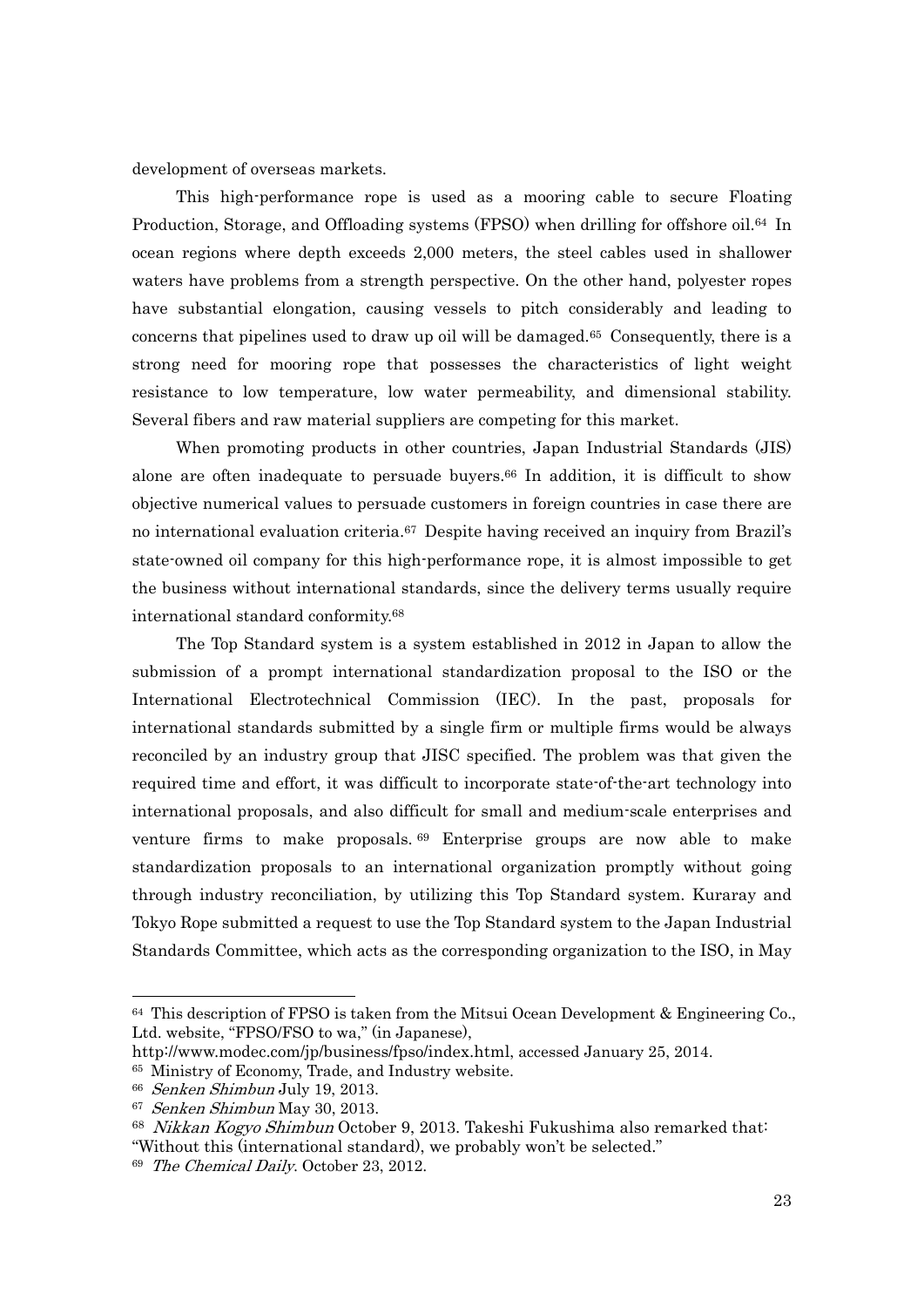development of overseas markets.

This high-performance rope is used as a mooring cable to secure Floating Production, Storage, and Offloading systems (FPSO) when drilling for offshore oil.[64] In ocean regions where depth exceeds 2,000 meters, the steel cables used in shallower waters have problems from a strength perspective. On the other hand, polyester ropes have substantial elongation, causing vessels to pitch considerably and leading to concerns that pipelines used to draw up oil will be damaged.[65] Consequently, there is a strong need for mooring rope that possesses the characteristics of light weight resistance to low temperature, low water permeability, and dimensional stability. Several fibers and raw material suppliers are competing for this market.

When promoting products in other countries, Japan Industrial Standards (JIS) alone are often inadequate to persuade buyers.[66] In addition, it is difficult to show objective numerical values to persuade customers in foreign countries in case there are no international evaluation criteria.[67] Despite having received an inquiry from Brazil's state-owned oil company for this high-performance rope, it is almost impossible to get the business without international standards, since the delivery terms usually require international standard conformity.[68]

The Top Standard system is a system established in 2012 in Japan to allow the submission of a prompt international standardization proposal to the ISO or the International Electrotechnical Commission (IEC). In the past, proposals for international standards submitted by a single firm or multiple firms would be always reconciled by an industry group that JISC specified. The problem was that given the required time and effort, it was difficult to incorporate state-of-the-art technology into international proposals, and also difficult for small and medium-scale enterprises and venture firms to make proposals.[69] Enterprise groups are now able to make standardization proposals to an international organization promptly without going through industry reconciliation, by utilizing this Top Standard system. Kuraray and Tokyo Rope submitted a request to use the Top Standard system to the Japan Industrial Standards Committee, which acts as the corresponding organization to the ISO, in May

---

[64] This description of FPSO is taken from the Mitsui Ocean Development & Engineering Co., Ltd. website, "FPSO/FSO to wa," (in Japanese), http://www.modec.com/jp/business/fpso/index.html, accessed January 25, 2014.

[65] Ministry of Economy, Trade, and Industry website.

[66] *Senken Shimbun* July 19, 2013.

[67] *Senken Shimbun* May 30, 2013.

[68] *Nikkan Kogyo Shimbun* October 9, 2013. Takeshi Fukushima also remarked that: "Without this (international standard), we probably won't be selected."

[69] *The Chemical Daily*. October 23, 2012.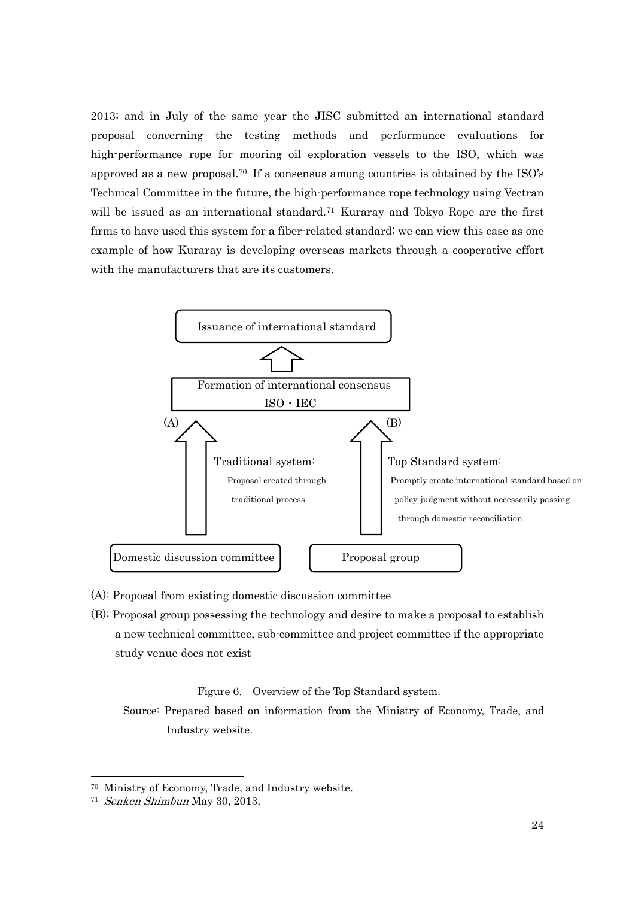2013; and in July of the same year the JISC submitted an international standard proposal concerning the testing methods and performance evaluations for high-performance rope for mooring oil exploration vessels to the ISO, which was approved as a new proposal.[70] If a consensus among countries is obtained by the ISO's Technical Committee in the future, the high-performance rope technology using Vectran will be issued as an international standard.[71] Kuraray and Tokyo Rope are the first firms to have used this system for a fiber-related standard; we can view this case as one example of how Kuraray is developing overseas markets through a cooperative effort with the manufacturers that are its customers.

Issuance of international standard

Formation of international consensus
ISO・IEC

(A) Traditional system:
Proposal created through traditional process

(B) Top Standard system:
Promptly create international standard based on policy judgment without necessarily passing through domestic reconciliation

Domestic discussion committee

Proposal group

(A): Proposal from existing domestic discussion committee

(B): Proposal group possessing the technology and desire to make a proposal to establish a new technical committee, sub-committee and project committee if the appropriate study venue does not exist

Figure 6. Overview of the Top Standard system.

Source: Prepared based on information from the Ministry of Economy, Trade, and Industry website.

---

[70] Ministry of Economy, Trade, and Industry website.

[71] *Senken Shimbun* May 30, 2013.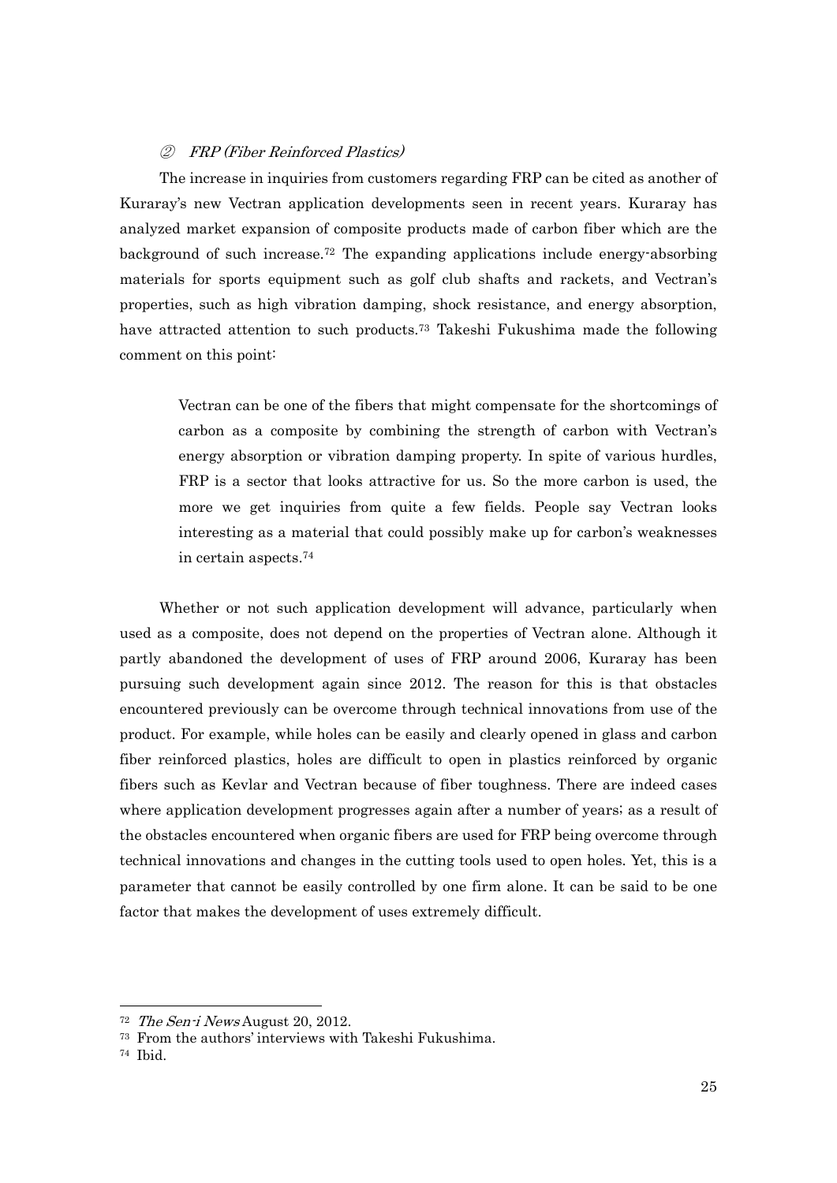### ② *FRP (Fiber Reinforced Plastics)*

The increase in inquiries from customers regarding FRP can be cited as another of Kuraray's new Vectran application developments seen in recent years. Kuraray has analyzed market expansion of composite products made of carbon fiber which are the background of such increase.[72] The expanding applications include energy-absorbing materials for sports equipment such as golf club shafts and rackets, and Vectran's properties, such as high vibration damping, shock resistance, and energy absorption, have attracted attention to such products.[73] Takeshi Fukushima made the following comment on this point:

> Vectran can be one of the fibers that might compensate for the shortcomings of carbon as a composite by combining the strength of carbon with Vectran's energy absorption or vibration damping property. In spite of various hurdles, FRP is a sector that looks attractive for us. So the more carbon is used, the more we get inquiries from quite a few fields. People say Vectran looks interesting as a material that could possibly make up for carbon's weaknesses in certain aspects.[74]

Whether or not such application development will advance, particularly when used as a composite, does not depend on the properties of Vectran alone. Although it partly abandoned the development of uses of FRP around 2006, Kuraray has been pursuing such development again since 2012. The reason for this is that obstacles encountered previously can be overcome through technical innovations from use of the product. For example, while holes can be easily and clearly opened in glass and carbon fiber reinforced plastics, holes are difficult to open in plastics reinforced by organic fibers such as Kevlar and Vectran because of fiber toughness. There are indeed cases where application development progresses again after a number of years; as a result of the obstacles encountered when organic fibers are used for FRP being overcome through technical innovations and changes in the cutting tools used to open holes. Yet, this is a parameter that cannot be easily controlled by one firm alone. It can be said to be one factor that makes the development of uses extremely difficult.

---

[72] *The Sen-i News* August 20, 2012.

[73] From the authors' interviews with Takeshi Fukushima.

[74] Ibid.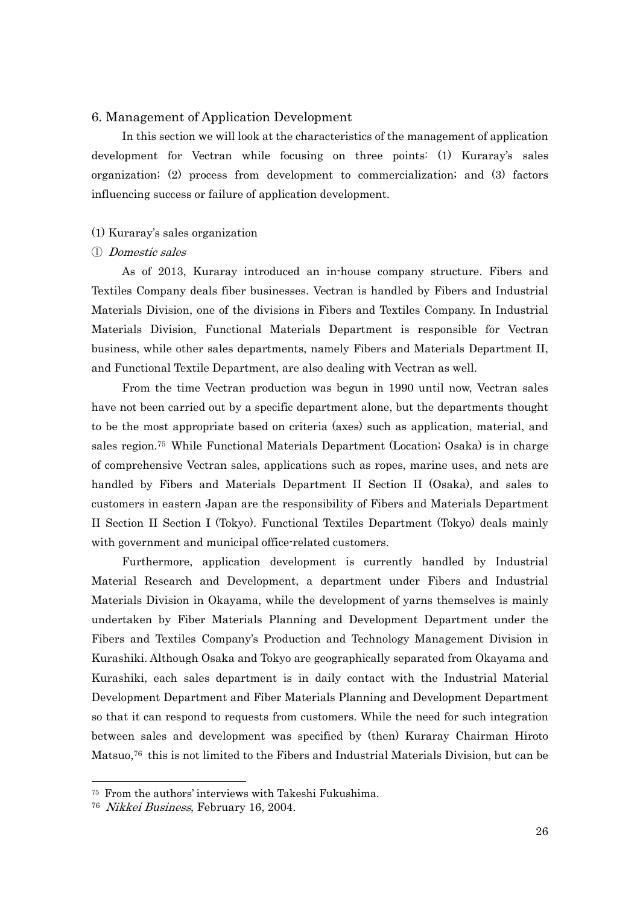## 6. Management of Application Development

In this section we will look at the characteristics of the management of application development for Vectran while focusing on three points: (1) Kuraray's sales organization; (2) process from development to commercialization; and (3) factors influencing success or failure of application development.

### (1) Kuraray's sales organization

#### ① *Domestic sales*

As of 2013, Kuraray introduced an in-house company structure. Fibers and Textiles Company deals fiber businesses. Vectran is handled by Fibers and Industrial Materials Division, one of the divisions in Fibers and Textiles Company. In Industrial Materials Division, Functional Materials Department is responsible for Vectran business, while other sales departments, namely Fibers and Materials Department II, and Functional Textile Department, are also dealing with Vectran as well.

From the time Vectran production was begun in 1990 until now, Vectran sales have not been carried out by a specific department alone, but the departments thought to be the most appropriate based on criteria (axes) such as application, material, and sales region.[75] While Functional Materials Department (Location; Osaka) is in charge of comprehensive Vectran sales, applications such as ropes, marine uses, and nets are handled by Fibers and Materials Department II Section II (Osaka), and sales to customers in eastern Japan are the responsibility of Fibers and Materials Department II Section II Section I (Tokyo). Functional Textiles Department (Tokyo) deals mainly with government and municipal office-related customers.

Furthermore, application development is currently handled by Industrial Material Research and Development, a department under Fibers and Industrial Materials Division in Okayama, while the development of yarns themselves is mainly undertaken by Fiber Materials Planning and Development Department under the Fibers and Textiles Company's Production and Technology Management Division in Kurashiki. Although Osaka and Tokyo are geographically separated from Okayama and Kurashiki, each sales department is in daily contact with the Industrial Material Development Department and Fiber Materials Planning and Development Department so that it can respond to requests from customers. While the need for such integration between sales and development was specified by (then) Kuraray Chairman Hiroto Matsuo,[76] this is not limited to the Fibers and Industrial Materials Division, but can be

---

[75] From the authors' interviews with Takeshi Fukushima.

[76] *Nikkei Business*, February 16, 2004.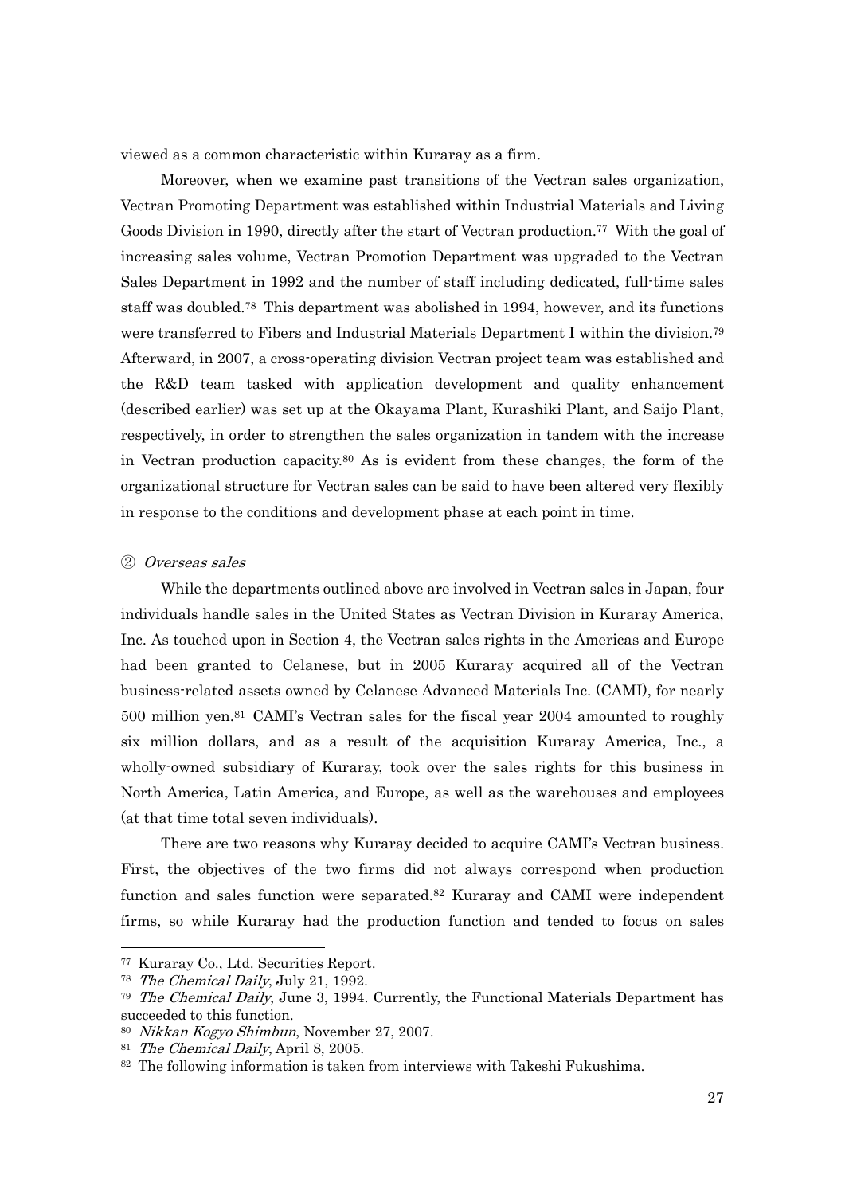viewed as a common characteristic within Kuraray as a firm.

Moreover, when we examine past transitions of the Vectran sales organization, Vectran Promoting Department was established within Industrial Materials and Living Goods Division in 1990, directly after the start of Vectran production.[77] With the goal of increasing sales volume, Vectran Promotion Department was upgraded to the Vectran Sales Department in 1992 and the number of staff including dedicated, full-time sales staff was doubled.[78] This department was abolished in 1994, however, and its functions were transferred to Fibers and Industrial Materials Department I within the division.[79] Afterward, in 2007, a cross-operating division Vectran project team was established and the R&D team tasked with application development and quality enhancement (described earlier) was set up at the Okayama Plant, Kurashiki Plant, and Saijo Plant, respectively, in order to strengthen the sales organization in tandem with the increase in Vectran production capacity.[80] As is evident from these changes, the form of the organizational structure for Vectran sales can be said to have been altered very flexibly in response to the conditions and development phase at each point in time.

② *Overseas sales*

While the departments outlined above are involved in Vectran sales in Japan, four individuals handle sales in the United States as Vectran Division in Kuraray America, Inc. As touched upon in Section 4, the Vectran sales rights in the Americas and Europe had been granted to Celanese, but in 2005 Kuraray acquired all of the Vectran business-related assets owned by Celanese Advanced Materials Inc. (CAMI), for nearly 500 million yen.[81] CAMI's Vectran sales for the fiscal year 2004 amounted to roughly six million dollars, and as a result of the acquisition Kuraray America, Inc., a wholly-owned subsidiary of Kuraray, took over the sales rights for this business in North America, Latin America, and Europe, as well as the warehouses and employees (at that time total seven individuals).

There are two reasons why Kuraray decided to acquire CAMI's Vectran business. First, the objectives of the two firms did not always correspond when production function and sales function were separated.[82] Kuraray and CAMI were independent firms, so while Kuraray had the production function and tended to focus on sales

---

[77] Kuraray Co., Ltd. Securities Report.

[78] *The Chemical Daily*, July 21, 1992.

[79] *The Chemical Daily*, June 3, 1994. Currently, the Functional Materials Department has succeeded to this function.

[80] *Nikkan Kogyo Shimbun*, November 27, 2007.

[81] *The Chemical Daily*, April 8, 2005.

[82] The following information is taken from interviews with Takeshi Fukushima.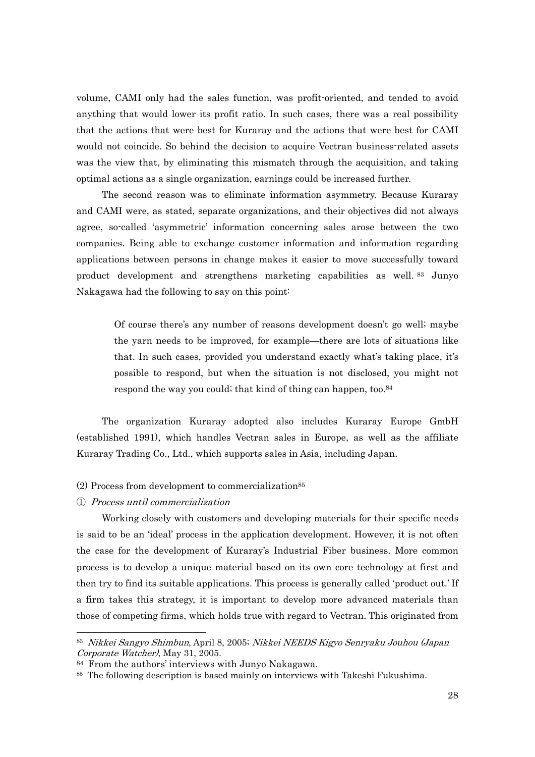volume, CAMI only had the sales function, was profit-oriented, and tended to avoid anything that would lower its profit ratio. In such cases, there was a real possibility that the actions that were best for Kuraray and the actions that were best for CAMI would not coincide. So behind the decision to acquire Vectran business-related assets was the view that, by eliminating this mismatch through the acquisition, and taking optimal actions as a single organization, earnings could be increased further.

The second reason was to eliminate information asymmetry. Because Kuraray and CAMI were, as stated, separate organizations, and their objectives did not always agree, so-called 'asymmetric' information concerning sales arose between the two companies. Being able to exchange customer information and information regarding applications between persons in change makes it easier to move successfully toward product development and strengthens marketing capabilities as well. [83] Junyo Nakagawa had the following to say on this point:

> Of course there's any number of reasons development doesn't go well; maybe the yarn needs to be improved, for example—there are lots of situations like that. In such cases, provided you understand exactly what's taking place, it's possible to respond, but when the situation is not disclosed, you might not respond the way you could; that kind of thing can happen, too.[84]

The organization Kuraray adopted also includes Kuraray Europe GmbH (established 1991), which handles Vectran sales in Europe, as well as the affiliate Kuraray Trading Co., Ltd., which supports sales in Asia, including Japan.

(2) Process from development to commercialization[85]

① *Process until commercialization*

Working closely with customers and developing materials for their specific needs is said to be an 'ideal' process in the application development. However, it is not often the case for the development of Kuraray's Industrial Fiber business. More common process is to develop a unique material based on its own core technology at first and then try to find its suitable applications. This process is generally called 'product out.' If a firm takes this strategy, it is important to develop more advanced materials than those of competing firms, which holds true with regard to Vectran. This originated from

---

[83] *Nikkei Sangyo Shimbun*, April 8, 2005; *Nikkei NEEDS Kigyo Senryaku Jouhou (Japan Corporate Watcher)*, May 31, 2005.

[84] From the authors' interviews with Junyo Nakagawa.

[85] The following description is based mainly on interviews with Takeshi Fukushima.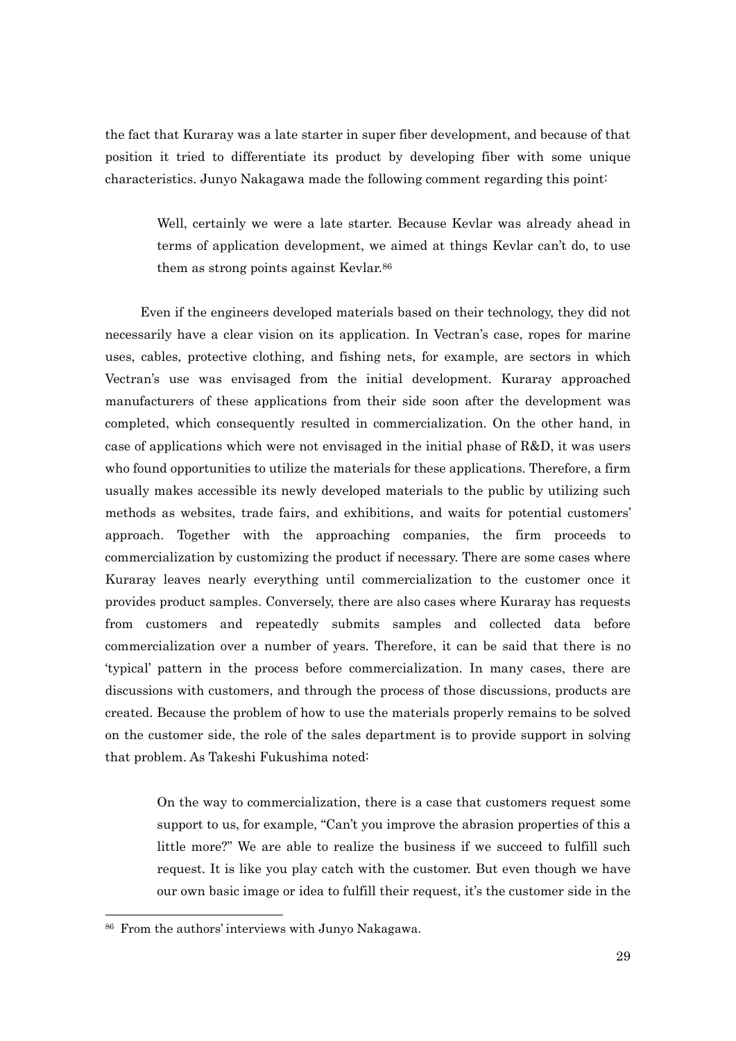the fact that Kuraray was a late starter in super fiber development, and because of that position it tried to differentiate its product by developing fiber with some unique characteristics. Junyo Nakagawa made the following comment regarding this point:

> Well, certainly we were a late starter. Because Kevlar was already ahead in terms of application development, we aimed at things Kevlar can't do, to use them as strong points against Kevlar.[86]

Even if the engineers developed materials based on their technology, they did not necessarily have a clear vision on its application. In Vectran's case, ropes for marine uses, cables, protective clothing, and fishing nets, for example, are sectors in which Vectran's use was envisaged from the initial development. Kuraray approached manufacturers of these applications from their side soon after the development was completed, which consequently resulted in commercialization. On the other hand, in case of applications which were not envisaged in the initial phase of R&D, it was users who found opportunities to utilize the materials for these applications. Therefore, a firm usually makes accessible its newly developed materials to the public by utilizing such methods as websites, trade fairs, and exhibitions, and waits for potential customers' approach. Together with the approaching companies, the firm proceeds to commercialization by customizing the product if necessary. There are some cases where Kuraray leaves nearly everything until commercialization to the customer once it provides product samples. Conversely, there are also cases where Kuraray has requests from customers and repeatedly submits samples and collected data before commercialization over a number of years. Therefore, it can be said that there is no 'typical' pattern in the process before commercialization. In many cases, there are discussions with customers, and through the process of those discussions, products are created. Because the problem of how to use the materials properly remains to be solved on the customer side, the role of the sales department is to provide support in solving that problem. As Takeshi Fukushima noted:

> On the way to commercialization, there is a case that customers request some support to us, for example, "Can't you improve the abrasion properties of this a little more?" We are able to realize the business if we succeed to fulfill such request. It is like you play catch with the customer. But even though we have our own basic image or idea to fulfill their request, it's the customer side in the

[86] From the authors' interviews with Junyo Nakagawa.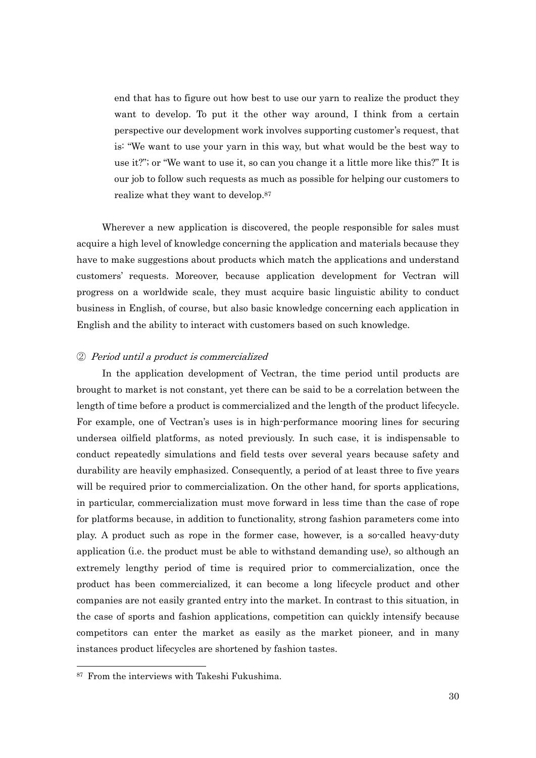> end that has to figure out how best to use our yarn to realize the product they want to develop. To put it the other way around, I think from a certain perspective our development work involves supporting customer's request, that is: "We want to use your yarn in this way, but what would be the best way to use it?"; or "We want to use it, so can you change it a little more like this?" It is our job to follow such requests as much as possible for helping our customers to realize what they want to develop.[87]

Wherever a new application is discovered, the people responsible for sales must acquire a high level of knowledge concerning the application and materials because they have to make suggestions about products which match the applications and understand customers' requests. Moreover, because application development for Vectran will progress on a worldwide scale, they must acquire basic linguistic ability to conduct business in English, of course, but also basic knowledge concerning each application in English and the ability to interact with customers based on such knowledge.

② *Period until a product is commercialized*

In the application development of Vectran, the time period until products are brought to market is not constant, yet there can be said to be a correlation between the length of time before a product is commercialized and the length of the product lifecycle. For example, one of Vectran's uses is in high-performance mooring lines for securing undersea oilfield platforms, as noted previously. In such case, it is indispensable to conduct repeatedly simulations and field tests over several years because safety and durability are heavily emphasized. Consequently, a period of at least three to five years will be required prior to commercialization. On the other hand, for sports applications, in particular, commercialization must move forward in less time than the case of rope for platforms because, in addition to functionality, strong fashion parameters come into play. A product such as rope in the former case, however, is a so-called heavy-duty application (i.e. the product must be able to withstand demanding use), so although an extremely lengthy period of time is required prior to commercialization, once the product has been commercialized, it can become a long lifecycle product and other companies are not easily granted entry into the market. In contrast to this situation, in the case of sports and fashion applications, competition can quickly intensify because competitors can enter the market as easily as the market pioneer, and in many instances product lifecycles are shortened by fashion tastes.

---

[87] From the interviews with Takeshi Fukushima.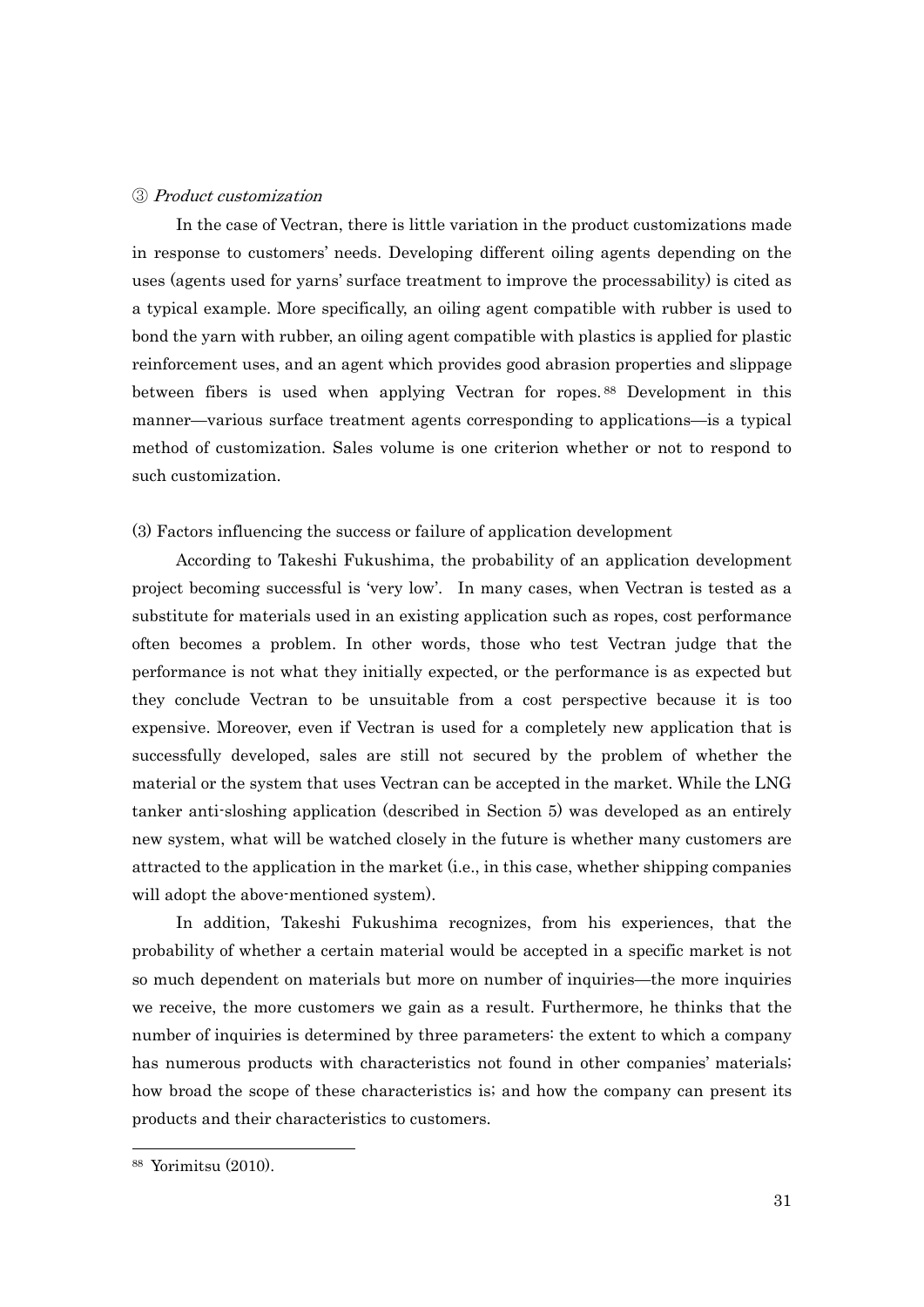③ *Product customization*

In the case of Vectran, there is little variation in the product customizations made in response to customers' needs. Developing different oiling agents depending on the uses (agents used for yarns' surface treatment to improve the processability) is cited as a typical example. More specifically, an oiling agent compatible with rubber is used to bond the yarn with rubber, an oiling agent compatible with plastics is applied for plastic reinforcement uses, and an agent which provides good abrasion properties and slippage between fibers is used when applying Vectran for ropes.[88] Development in this manner—various surface treatment agents corresponding to applications—is a typical method of customization. Sales volume is one criterion whether or not to respond to such customization.

(3) Factors influencing the success or failure of application development

According to Takeshi Fukushima, the probability of an application development project becoming successful is 'very low'. In many cases, when Vectran is tested as a substitute for materials used in an existing application such as ropes, cost performance often becomes a problem. In other words, those who test Vectran judge that the performance is not what they initially expected, or the performance is as expected but they conclude Vectran to be unsuitable from a cost perspective because it is too expensive. Moreover, even if Vectran is used for a completely new application that is successfully developed, sales are still not secured by the problem of whether the material or the system that uses Vectran can be accepted in the market. While the LNG tanker anti-sloshing application (described in Section 5) was developed as an entirely new system, what will be watched closely in the future is whether many customers are attracted to the application in the market (i.e., in this case, whether shipping companies will adopt the above-mentioned system).

In addition, Takeshi Fukushima recognizes, from his experiences, that the probability of whether a certain material would be accepted in a specific market is not so much dependent on materials but more on number of inquiries—the more inquiries we receive, the more customers we gain as a result. Furthermore, he thinks that the number of inquiries is determined by three parameters: the extent to which a company has numerous products with characteristics not found in other companies' materials; how broad the scope of these characteristics is; and how the company can present its products and their characteristics to customers.

---

[88] Yorimitsu (2010).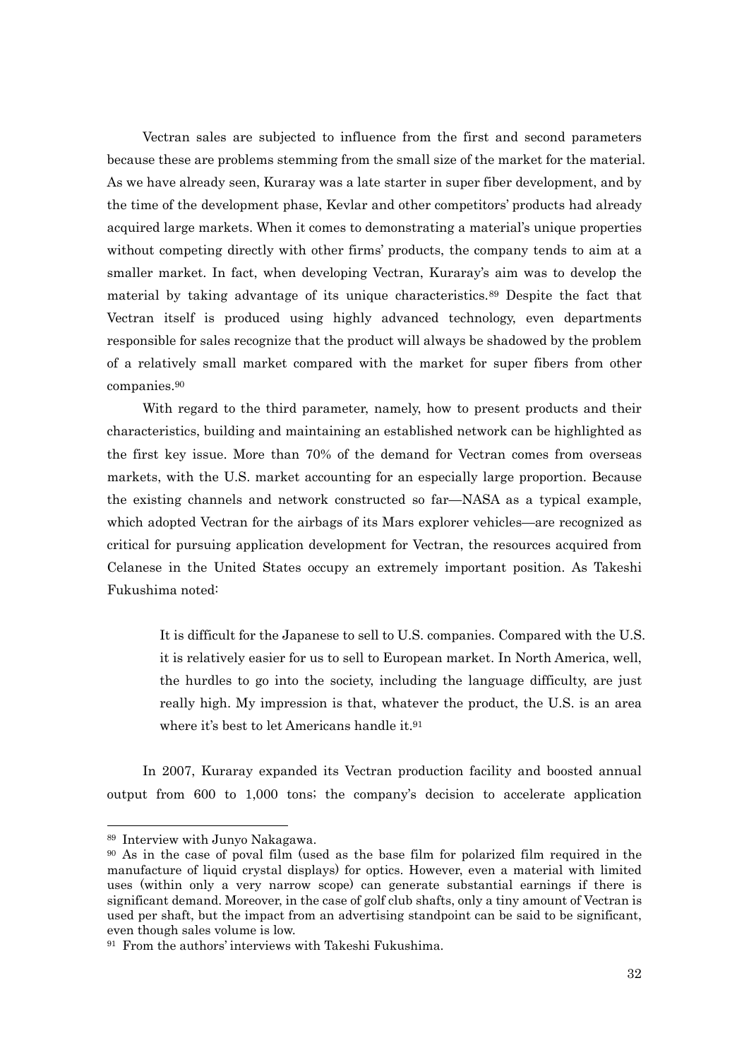Vectran sales are subjected to influence from the first and second parameters because these are problems stemming from the small size of the market for the material. As we have already seen, Kuraray was a late starter in super fiber development, and by the time of the development phase, Kevlar and other competitors' products had already acquired large markets. When it comes to demonstrating a material's unique properties without competing directly with other firms' products, the company tends to aim at a smaller market. In fact, when developing Vectran, Kuraray's aim was to develop the material by taking advantage of its unique characteristics.[89] Despite the fact that Vectran itself is produced using highly advanced technology, even departments responsible for sales recognize that the product will always be shadowed by the problem of a relatively small market compared with the market for super fibers from other companies.[90]

With regard to the third parameter, namely, how to present products and their characteristics, building and maintaining an established network can be highlighted as the first key issue. More than 70% of the demand for Vectran comes from overseas markets, with the U.S. market accounting for an especially large proportion. Because the existing channels and network constructed so far—NASA as a typical example, which adopted Vectran for the airbags of its Mars explorer vehicles—are recognized as critical for pursuing application development for Vectran, the resources acquired from Celanese in the United States occupy an extremely important position. As Takeshi Fukushima noted:

> It is difficult for the Japanese to sell to U.S. companies. Compared with the U.S. it is relatively easier for us to sell to European market. In North America, well, the hurdles to go into the society, including the language difficulty, are just really high. My impression is that, whatever the product, the U.S. is an area where it's best to let Americans handle it.[91]

In 2007, Kuraray expanded its Vectran production facility and boosted annual output from 600 to 1,000 tons; the company's decision to accelerate application

---

[89] Interview with Junyo Nakagawa.

[90] As in the case of poval film (used as the base film for polarized film required in the manufacture of liquid crystal displays) for optics. However, even a material with limited uses (within only a very narrow scope) can generate substantial earnings if there is significant demand. Moreover, in the case of golf club shafts, only a tiny amount of Vectran is used per shaft, but the impact from an advertising standpoint can be said to be significant, even though sales volume is low.

[91] From the authors' interviews with Takeshi Fukushima.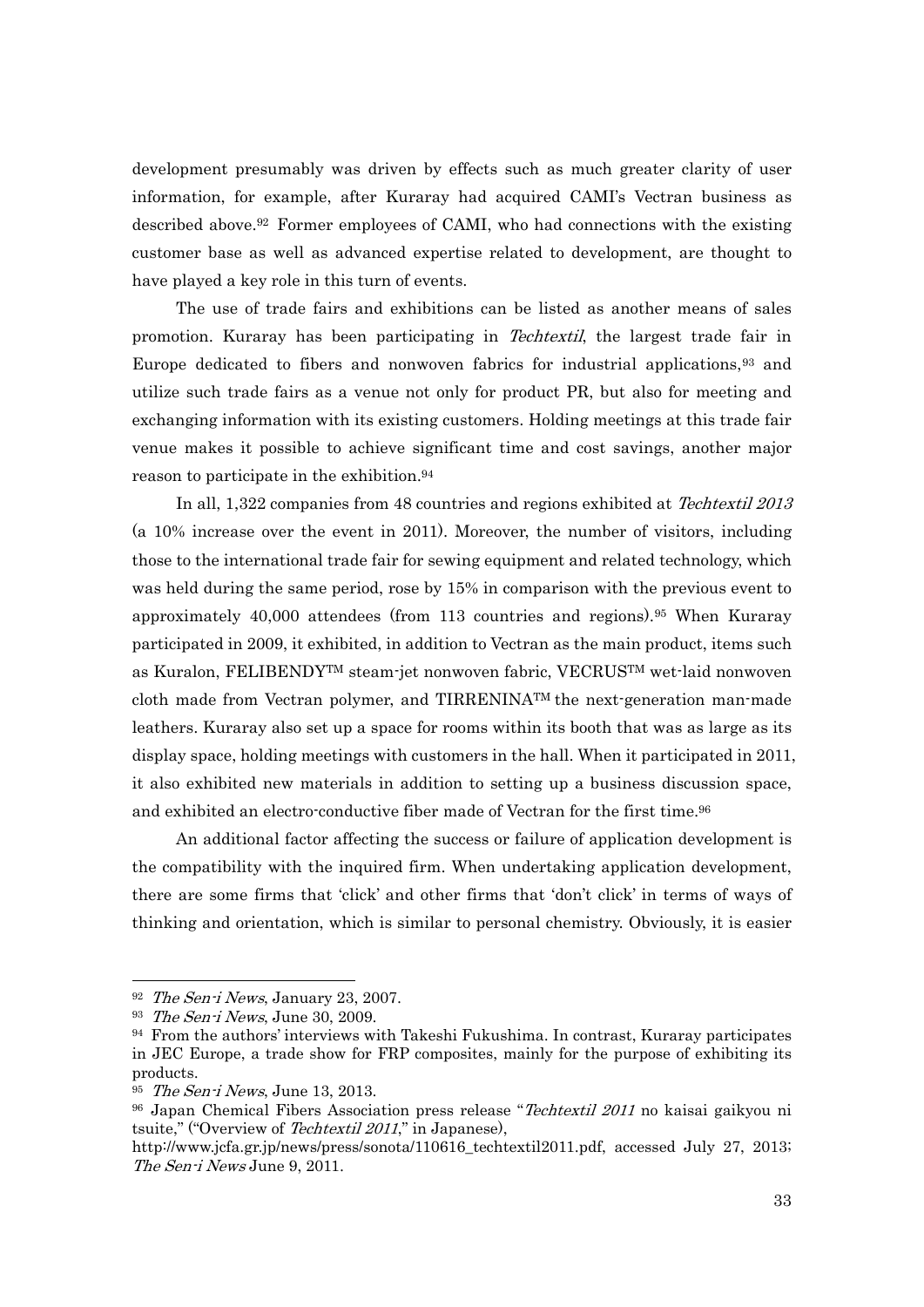development presumably was driven by effects such as much greater clarity of user information, for example, after Kuraray had acquired CAMI's Vectran business as described above.[92] Former employees of CAMI, who had connections with the existing customer base as well as advanced expertise related to development, are thought to have played a key role in this turn of events.

The use of trade fairs and exhibitions can be listed as another means of sales promotion. Kuraray has been participating in *Techtextil*, the largest trade fair in Europe dedicated to fibers and nonwoven fabrics for industrial applications,[93] and utilize such trade fairs as a venue not only for product PR, but also for meeting and exchanging information with its existing customers. Holding meetings at this trade fair venue makes it possible to achieve significant time and cost savings, another major reason to participate in the exhibition.[94]

In all, 1,322 companies from 48 countries and regions exhibited at *Techtextil 2013* (a 10% increase over the event in 2011). Moreover, the number of visitors, including those to the international trade fair for sewing equipment and related technology, which was held during the same period, rose by 15% in comparison with the previous event to approximately 40,000 attendees (from 113 countries and regions).[95] When Kuraray participated in 2009, it exhibited, in addition to Vectran as the main product, items such as Kuralon, FELIBENDY™ steam-jet nonwoven fabric, VECRUS™ wet-laid nonwoven cloth made from Vectran polymer, and TIRRENINA™ the next-generation man-made leathers. Kuraray also set up a space for rooms within its booth that was as large as its display space, holding meetings with customers in the hall. When it participated in 2011, it also exhibited new materials in addition to setting up a business discussion space, and exhibited an electro-conductive fiber made of Vectran for the first time.[96]

An additional factor affecting the success or failure of application development is the compatibility with the inquired firm. When undertaking application development, there are some firms that 'click' and other firms that 'don't click' in terms of ways of thinking and orientation, which is similar to personal chemistry. Obviously, it is easier

---

[92] *The Sen-i News*, January 23, 2007.

[93] *The Sen-i News*, June 30, 2009.

[94] From the authors' interviews with Takeshi Fukushima. In contrast, Kuraray participates in JEC Europe, a trade show for FRP composites, mainly for the purpose of exhibiting its products.

[95] *The Sen-i News*, June 13, 2013.

[96] Japan Chemical Fibers Association press release "*Techtextil 2011* no kaisai gaikyou ni tsuite," ("Overview of *Techtextil 2011*," in Japanese), http://www.jcfa.gr.jp/news/press/sonota/110616_techtextil2011.pdf, accessed July 27, 2013; *The Sen-i News* June 9, 2011.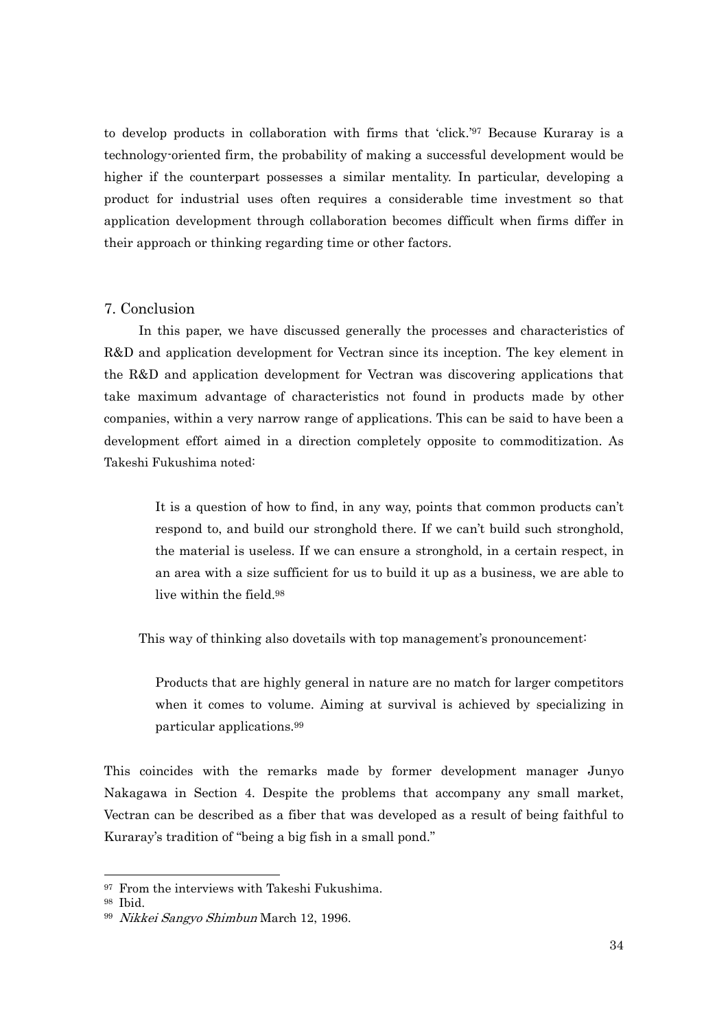to develop products in collaboration with firms that 'click.'[97] Because Kuraray is a technology-oriented firm, the probability of making a successful development would be higher if the counterpart possesses a similar mentality. In particular, developing a product for industrial uses often requires a considerable time investment so that application development through collaboration becomes difficult when firms differ in their approach or thinking regarding time or other factors.

## 7. Conclusion

In this paper, we have discussed generally the processes and characteristics of R&D and application development for Vectran since its inception. The key element in the R&D and application development for Vectran was discovering applications that take maximum advantage of characteristics not found in products made by other companies, within a very narrow range of applications. This can be said to have been a development effort aimed in a direction completely opposite to commoditization. As Takeshi Fukushima noted:

> It is a question of how to find, in any way, points that common products can't respond to, and build our stronghold there. If we can't build such stronghold, the material is useless. If we can ensure a stronghold, in a certain respect, in an area with a size sufficient for us to build it up as a business, we are able to live within the field.[98]

This way of thinking also dovetails with top management's pronouncement:

> Products that are highly general in nature are no match for larger competitors when it comes to volume. Aiming at survival is achieved by specializing in particular applications.[99]

This coincides with the remarks made by former development manager Junyo Nakagawa in Section 4. Despite the problems that accompany any small market, Vectran can be described as a fiber that was developed as a result of being faithful to Kuraray's tradition of "being a big fish in a small pond."

---

[97] From the interviews with Takeshi Fukushima.

[98] Ibid.

[99] *Nikkei Sangyo Shimbun* March 12, 1996.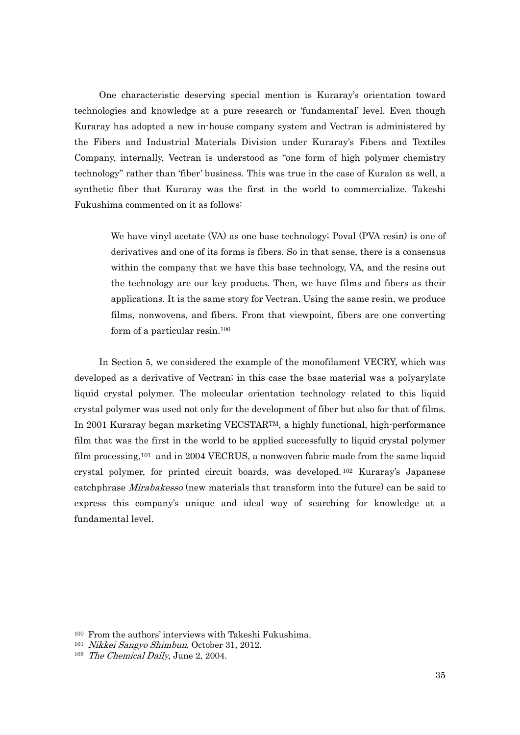One characteristic deserving special mention is Kuraray's orientation toward technologies and knowledge at a pure research or 'fundamental' level. Even though Kuraray has adopted a new in-house company system and Vectran is administered by the Fibers and Industrial Materials Division under Kuraray's Fibers and Textiles Company, internally, Vectran is understood as "one form of high polymer chemistry technology" rather than 'fiber' business. This was true in the case of Kuralon as well, a synthetic fiber that Kuraray was the first in the world to commercialize. Takeshi Fukushima commented on it as follows:

> We have vinyl acetate (VA) as one base technology; Poval (PVA resin) is one of derivatives and one of its forms is fibers. So in that sense, there is a consensus within the company that we have this base technology, VA, and the resins out the technology are our key products. Then, we have films and fibers as their applications. It is the same story for Vectran. Using the same resin, we produce films, nonwovens, and fibers. From that viewpoint, fibers are one converting form of a particular resin.[100]

In Section 5, we considered the example of the monofilament VECRY, which was developed as a derivative of Vectran; in this case the base material was a polyarylate liquid crystal polymer. The molecular orientation technology related to this liquid crystal polymer was used not only for the development of fiber but also for that of films. In 2001 Kuraray began marketing VECSTAR™, a highly functional, high-performance film that was the first in the world to be applied successfully to liquid crystal polymer film processing,[101] and in 2004 VECRUS, a nonwoven fabric made from the same liquid crystal polymer, for printed circuit boards, was developed.[102] Kuraray's Japanese catchphrase *Mirabakesso* (new materials that transform into the future) can be said to express this company's unique and ideal way of searching for knowledge at a fundamental level.

---

[100] From the authors' interviews with Takeshi Fukushima.

[101] *Nikkei Sangyo Shimbun*, October 31, 2012.

[102] *The Chemical Daily*, June 2, 2004.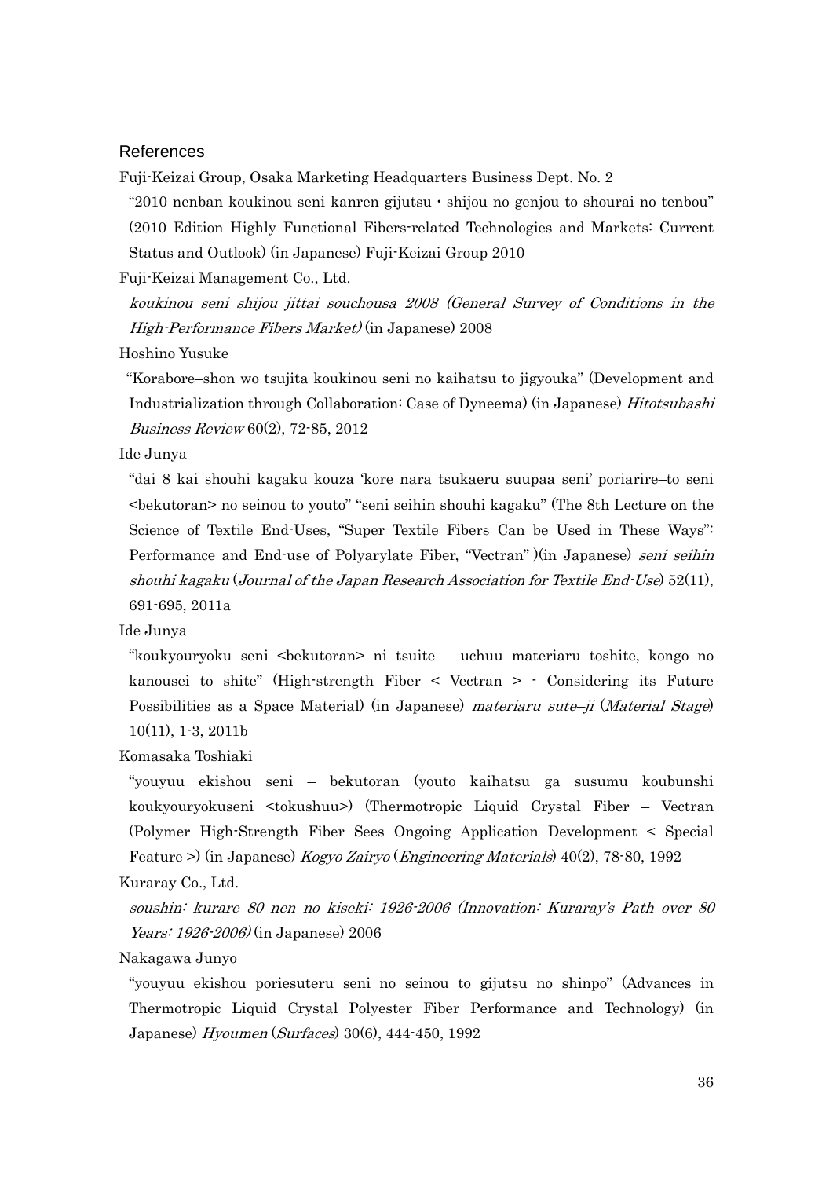## References

Fuji-Keizai Group, Osaka Marketing Headquarters Business Dept. No. 2

"2010 nenban koukinou seni kanren gijutsu・shijou no genjou to shourai no tenbou" (2010 Edition Highly Functional Fibers-related Technologies and Markets: Current Status and Outlook) (in Japanese) Fuji-Keizai Group 2010

Fuji-Keizai Management Co., Ltd.

*koukinou seni shijou jittai souchousa 2008 (General Survey of Conditions in the High-Performance Fibers Market)* (in Japanese) 2008

Hoshino Yusuke

"Korabore–shon wo tsujita koukinou seni no kaihatsu to jigyouka" (Development and Industrialization through Collaboration: Case of Dyneema) (in Japanese) *Hitotsubashi Business Review* 60(2), 72-85, 2012

Ide Junya

"dai 8 kai shouhi kagaku kouza 'kore nara tsukaeru suupaa seni' poriarire–to seni <bekutoran> no seinou to youto" "seni seihin shouhi kagaku" (The 8th Lecture on the Science of Textile End-Uses, "Super Textile Fibers Can be Used in These Ways": Performance and End-use of Polyarylate Fiber, "Vectran" )(in Japanese) *seni seihin shouhi kagaku* (*Journal of the Japan Research Association for Textile End-Use*) 52(11), 691-695, 2011a

Ide Junya

"koukyouryoku seni <bekutoran> ni tsuite – uchuu materiaru toshite, kongo no kanousei to shite" (High-strength Fiber < Vectran > - Considering its Future Possibilities as a Space Material) (in Japanese) *materiaru sute–ji* (*Material Stage*) 10(11), 1-3, 2011b

Komasaka Toshiaki

"youyuu ekishou seni – bekutoran (youto kaihatsu ga susumu koubunshi koukyouryokuseni <tokushuu>) (Thermotropic Liquid Crystal Fiber – Vectran (Polymer High-Strength Fiber Sees Ongoing Application Development < Special Feature >) (in Japanese) *Kogyo Zairyo* (*Engineering Materials*) 40(2), 78-80, 1992

Kuraray Co., Ltd.

*soushin: kurare 80 nen no kiseki: 1926-2006 (Innovation: Kuraray's Path over 80 Years: 1926-2006)* (in Japanese) 2006

Nakagawa Junyo

"youyuu ekishou poriesuteru seni no seinou to gijutsu no shinpo" (Advances in Thermotropic Liquid Crystal Polyester Fiber Performance and Technology) (in Japanese) *Hyoumen* (*Surfaces*) 30(6), 444-450, 1992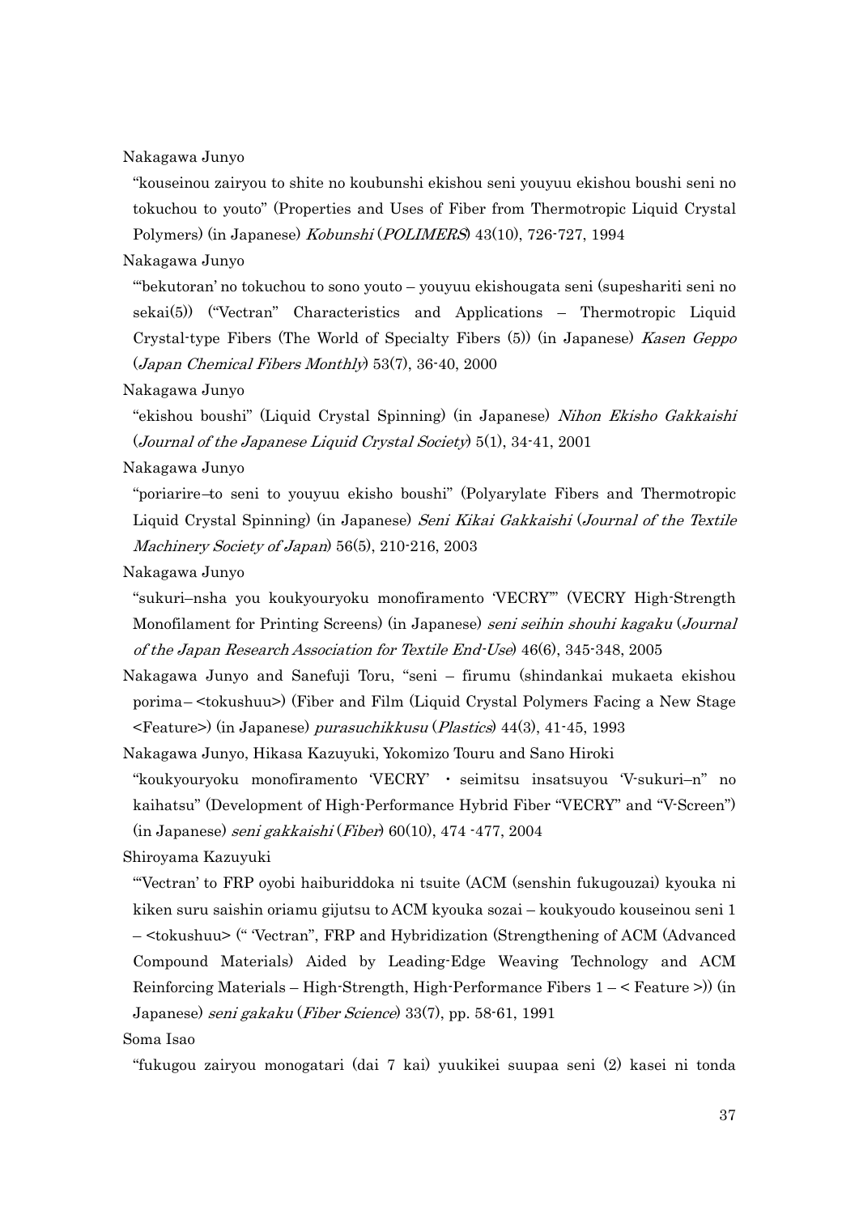Nakagawa Junyo

"kouseinou zairyou to shite no koubunshi ekishou seni youyuu ekishou boushi seni no tokuchou to youto" (Properties and Uses of Fiber from Thermotropic Liquid Crystal Polymers) (in Japanese) *Kobunshi* (*POLIMERS*) 43(10), 726-727, 1994

Nakagawa Junyo

"'bekutoran' no tokuchou to sono youto – youyuu ekishougata seni (supeshariti seni no sekai(5)) ("Vectran" Characteristics and Applications – Thermotropic Liquid Crystal-type Fibers (The World of Specialty Fibers (5)) (in Japanese) *Kasen Geppo* (*Japan Chemical Fibers Monthly*) 53(7), 36-40, 2000

Nakagawa Junyo

"ekishou boushi" (Liquid Crystal Spinning) (in Japanese) *Nihon Ekisho Gakkaishi* (*Journal of the Japanese Liquid Crystal Society*) 5(1), 34-41, 2001

Nakagawa Junyo

"poriarire–to seni to youyuu ekisho boushi" (Polyarylate Fibers and Thermotropic Liquid Crystal Spinning) (in Japanese) *Seni Kikai Gakkaishi* (*Journal of the Textile Machinery Society of Japan*) 56(5), 210-216, 2003

Nakagawa Junyo

"sukuri–nsha you koukyouryoku monofiramento 'VECRY'" (VECRY High-Strength Monofilament for Printing Screens) (in Japanese) *seni seihin shouhi kagaku* (*Journal of the Japan Research Association for Textile End-Use*) 46(6), 345-348, 2005

Nakagawa Junyo and Sanefuji Toru, "seni – firumu (shindankai mukaeta ekishou porima– <tokushuu>) (Fiber and Film (Liquid Crystal Polymers Facing a New Stage <Feature>) (in Japanese) *purasuchikkusu* (*Plastics*) 44(3), 41-45, 1993

Nakagawa Junyo, Hikasa Kazuyuki, Yokomizo Touru and Sano Hiroki

"koukyouryoku monofiramento 'VECRY' ・ seimitsu insatsuyou 'V-sukuri–n" no kaihatsu" (Development of High-Performance Hybrid Fiber "VECRY" and "V-Screen") (in Japanese) *seni gakkaishi* (*Fiber*) 60(10), 474 -477, 2004

Shiroyama Kazuyuki

"'Vectran' to FRP oyobi haiburiddoka ni tsuite (ACM (senshin fukugouzai) kyouka ni kiken suru saishin oriamu gijutsu to ACM kyouka sozai – koukyoudo kouseinou seni 1 – <tokushuu> (" 'Vectran", FRP and Hybridization (Strengthening of ACM (Advanced Compound Materials) Aided by Leading-Edge Weaving Technology and ACM Reinforcing Materials – High-Strength, High-Performance Fibers 1 – < Feature >)) (in Japanese) *seni gakaku* (*Fiber Science*) 33(7), pp. 58-61, 1991

Soma Isao

"fukugou zairyou monogatari (dai 7 kai) yuukikei suupaa seni (2) kasei ni tonda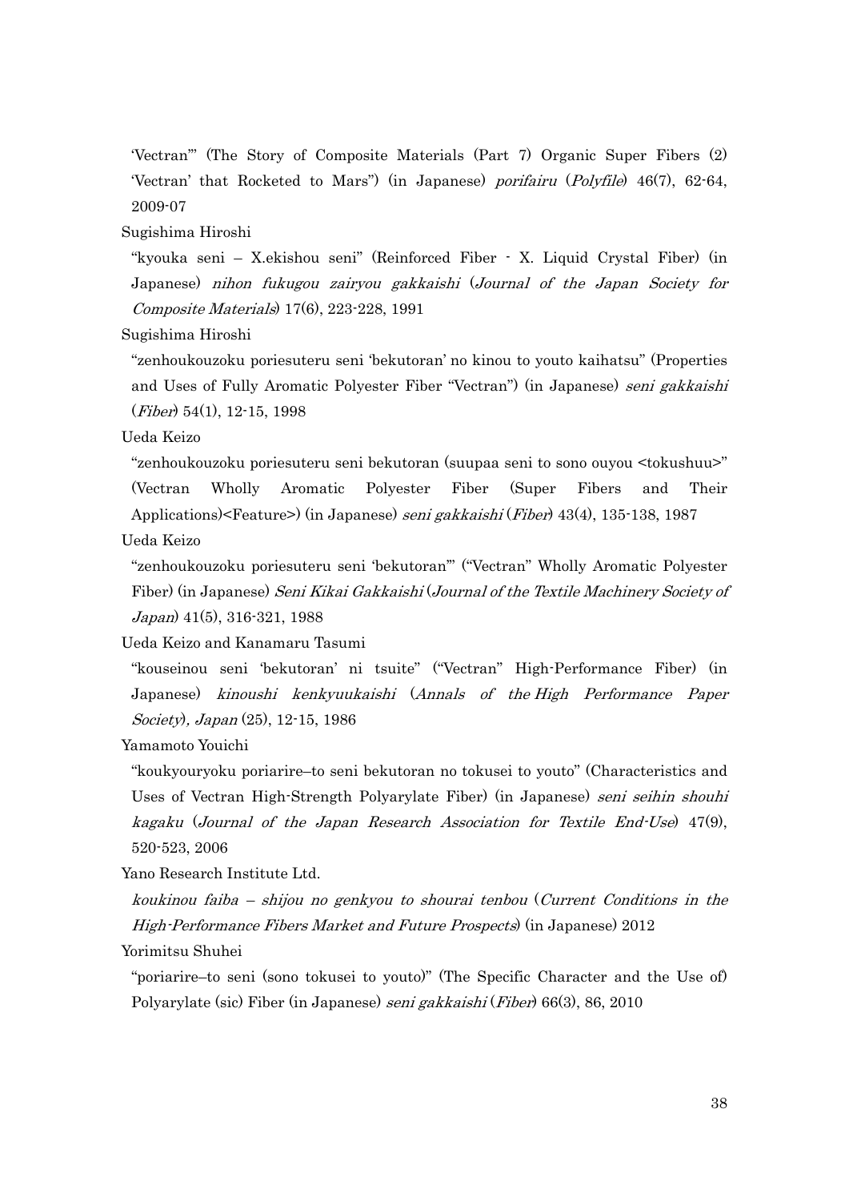'Vectran'" (The Story of Composite Materials (Part 7) Organic Super Fibers (2) 'Vectran' that Rocketed to Mars") (in Japanese) *porifairu* (*Polyfile*) 46(7), 62-64, 2009-07

Sugishima Hiroshi

"kyouka seni – X.ekishou seni" (Reinforced Fiber - X. Liquid Crystal Fiber) (in Japanese) *nihon fukugou zairyou gakkaishi* (*Journal of the Japan Society for Composite Materials*) 17(6), 223-228, 1991

Sugishima Hiroshi

"zenhoukouzoku poriesuteru seni 'bekutoran' no kinou to youto kaihatsu" (Properties and Uses of Fully Aromatic Polyester Fiber "Vectran") (in Japanese) *seni gakkaishi* (*Fiber*) 54(1), 12-15, 1998

Ueda Keizo

"zenhoukouzoku poriesuteru seni bekutoran (suupaa seni to sono ouyou <tokushuu>" (Vectran Wholly Aromatic Polyester Fiber (Super Fibers and Their Applications)<Feature>) (in Japanese) *seni gakkaishi* (*Fiber*) 43(4), 135-138, 1987

Ueda Keizo

"zenhoukouzoku poriesuteru seni 'bekutoran'" ("Vectran" Wholly Aromatic Polyester Fiber) (in Japanese) *Seni Kikai Gakkaishi* (*Journal of the Textile Machinery Society of Japan*) 41(5), 316-321, 1988

Ueda Keizo and Kanamaru Tasumi

"kouseinou seni 'bekutoran' ni tsuite" ("Vectran" High-Performance Fiber) (in Japanese) *kinoushi kenkyuukaishi* (*Annals of the High Performance Paper Society*)*, Japan* (25), 12-15, 1986

Yamamoto Youichi

"koukyouryoku poriarire–to seni bekutoran no tokusei to youto" (Characteristics and Uses of Vectran High-Strength Polyarylate Fiber) (in Japanese) *seni seihin shouhi kagaku* (*Journal of the Japan Research Association for Textile End-Use*) 47(9), 520-523, 2006

Yano Research Institute Ltd.

*koukinou faiba – shijou no genkyou to shourai tenbou* (*Current Conditions in the High-Performance Fibers Market and Future Prospects*) (in Japanese) 2012

Yorimitsu Shuhei

"poriarire–to seni (sono tokusei to youto)" (The Specific Character and the Use of) Polyarylate (sic) Fiber (in Japanese) *seni gakkaishi* (*Fiber*) 66(3), 86, 2010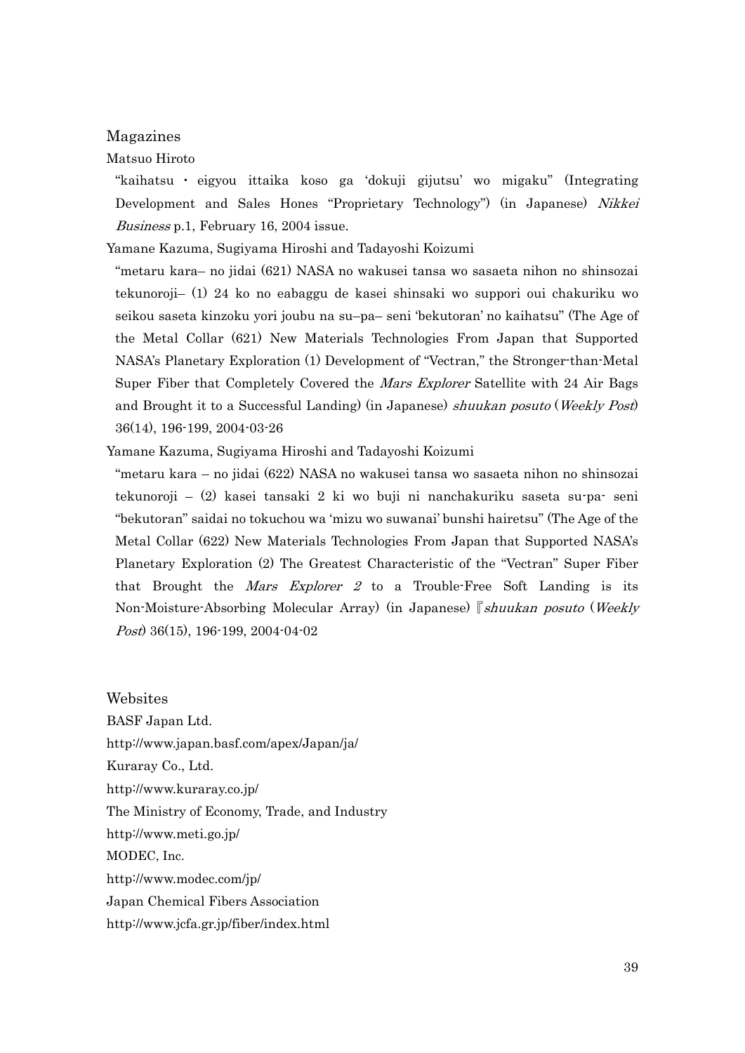## Magazines

Matsuo Hiroto

"kaihatsu ・ eigyou ittaika koso ga 'dokuji gijutsu' wo migaku" (Integrating Development and Sales Hones "Proprietary Technology") (in Japanese) *Nikkei Business* p.1, February 16, 2004 issue.

Yamane Kazuma, Sugiyama Hiroshi and Tadayoshi Koizumi

"metaru kara– no jidai (621) NASA no wakusei tansa wo sasaeta nihon no shinsozai tekunoroji– (1) 24 ko no eabaggu de kasei shinsaki wo suppori oui chakuriku wo seikou saseta kinzoku yori joubu na su–pa– seni 'bekutoran' no kaihatsu" (The Age of the Metal Collar (621) New Materials Technologies From Japan that Supported NASA's Planetary Exploration (1) Development of "Vectran," the Stronger-than-Metal Super Fiber that Completely Covered the *Mars Explorer* Satellite with 24 Air Bags and Brought it to a Successful Landing) (in Japanese) *shuukan posuto* (*Weekly Post*) 36(14), 196-199, 2004-03-26

Yamane Kazuma, Sugiyama Hiroshi and Tadayoshi Koizumi

"metaru kara – no jidai (622) NASA no wakusei tansa wo sasaeta nihon no shinsozai tekunoroji – (2) kasei tansaki 2 ki wo buji ni nanchakuriku saseta su-pa- seni "bekutoran" saidai no tokuchou wa 'mizu wo suwanai' bunshi hairetsu" (The Age of the Metal Collar (622) New Materials Technologies From Japan that Supported NASA's Planetary Exploration (2) The Greatest Characteristic of the "Vectran" Super Fiber that Brought the *Mars Explorer 2* to a Trouble-Free Soft Landing is its Non-Moisture-Absorbing Molecular Array) (in Japanese) 『*shuukan posuto* (*Weekly Post*) 36(15), 196-199, 2004-04-02

## Websites

BASF Japan Ltd.

http://www.japan.basf.com/apex/Japan/ja/

Kuraray Co., Ltd.

http://www.kuraray.co.jp/

The Ministry of Economy, Trade, and Industry

http://www.meti.go.jp/

MODEC, Inc.

http://www.modec.com/jp/

Japan Chemical Fibers Association

http://www.jcfa.gr.jp/fiber/index.html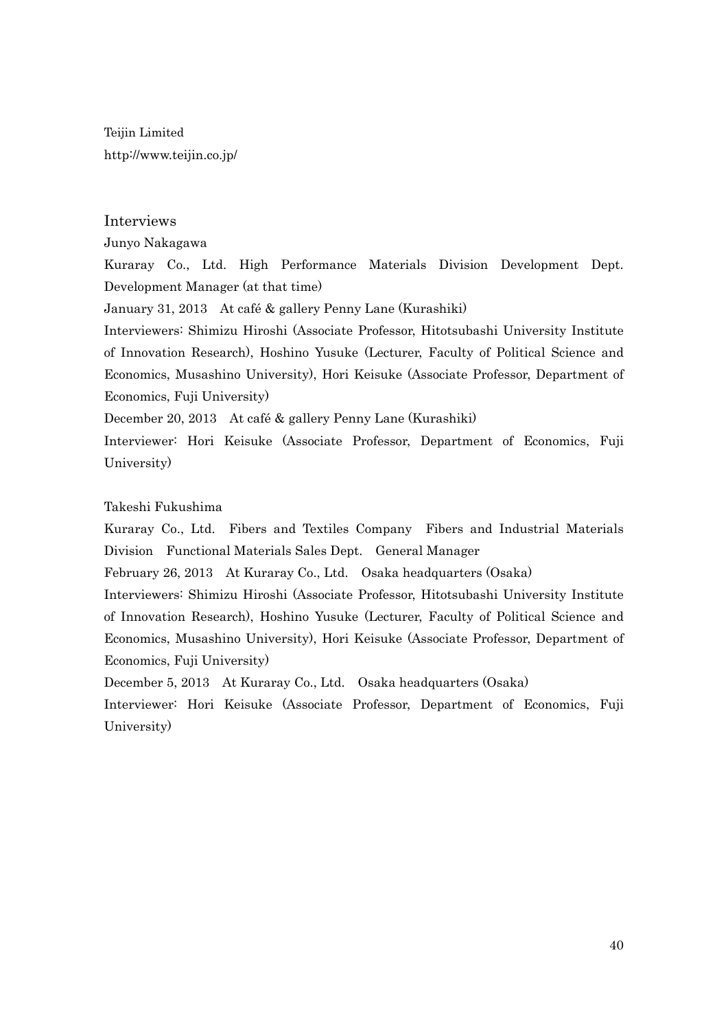Teijin Limited
http://www.teijin.co.jp/

## Interviews

Junyo Nakagawa

Kuraray Co., Ltd. High Performance Materials Division Development Dept. Development Manager (at that time)

January 31, 2013 At café & gallery Penny Lane (Kurashiki)

Interviewers: Shimizu Hiroshi (Associate Professor, Hitotsubashi University Institute of Innovation Research), Hoshino Yusuke (Lecturer, Faculty of Political Science and Economics, Musashino University), Hori Keisuke (Associate Professor, Department of Economics, Fuji University)

December 20, 2013 At café & gallery Penny Lane (Kurashiki)

Interviewer: Hori Keisuke (Associate Professor, Department of Economics, Fuji University)

Takeshi Fukushima

Kuraray Co., Ltd. Fibers and Textiles Company Fibers and Industrial Materials Division Functional Materials Sales Dept. General Manager

February 26, 2013 At Kuraray Co., Ltd. Osaka headquarters (Osaka)

Interviewers: Shimizu Hiroshi (Associate Professor, Hitotsubashi University Institute of Innovation Research), Hoshino Yusuke (Lecturer, Faculty of Political Science and Economics, Musashino University), Hori Keisuke (Associate Professor, Department of Economics, Fuji University)

December 5, 2013 At Kuraray Co., Ltd. Osaka headquarters (Osaka)

Interviewer: Hori Keisuke (Associate Professor, Department of Economics, Fuji University)